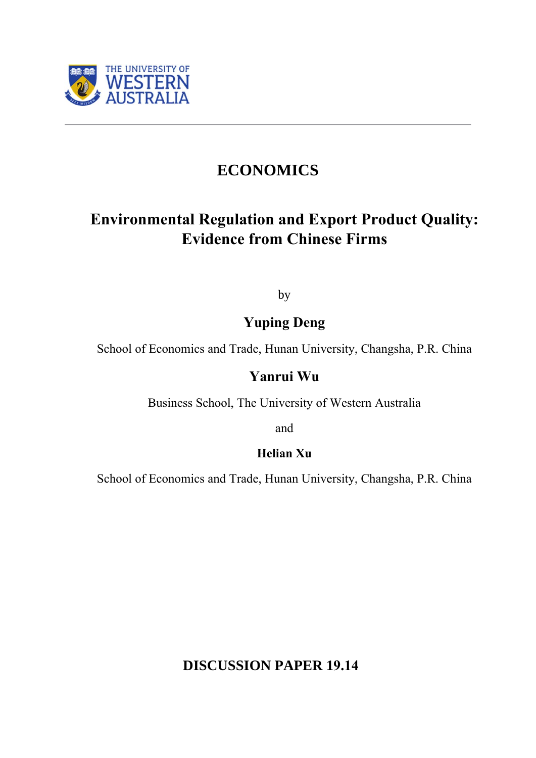THE UNIVERSITY OF WESTERN AUSTRALIA

# ECONOMICS

## Environmental Regulation and Export Product Quality: Evidence from Chinese Firms

by

**Yuping Deng**

School of Economics and Trade, Hunan University, Changsha, P.R. China

**Yanrui Wu**

Business School, The University of Western Australia

and

**Helian Xu**

School of Economics and Trade, Hunan University, Changsha, P.R. China

**DISCUSSION PAPER 19.14**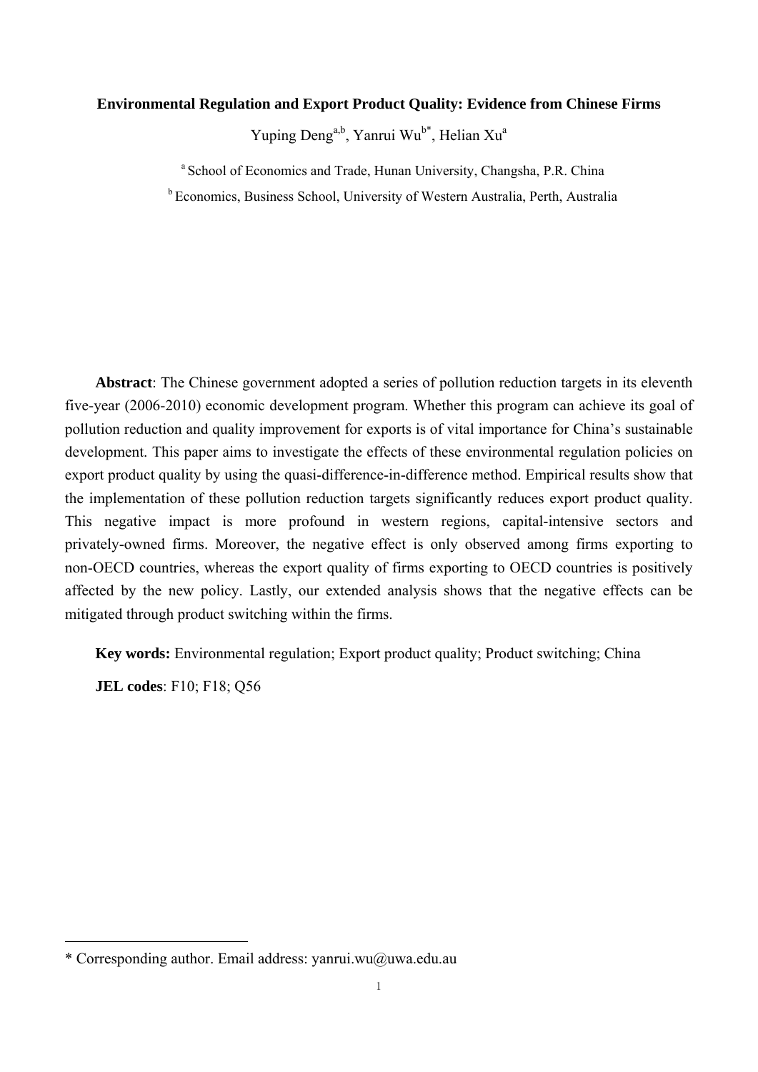**Environmental Regulation and Export Product Quality: Evidence from Chinese Firms**

Yuping Deng[a,b], Yanrui Wu[b*], Helian Xu[a]

[a] School of Economics and Trade, Hunan University, Changsha, P.R. China

[b] Economics, Business School, University of Western Australia, Perth, Australia

**Abstract**: The Chinese government adopted a series of pollution reduction targets in its eleventh five-year (2006-2010) economic development program. Whether this program can achieve its goal of pollution reduction and quality improvement for exports is of vital importance for China's sustainable development. This paper aims to investigate the effects of these environmental regulation policies on export product quality by using the quasi-difference-in-difference method. Empirical results show that the implementation of these pollution reduction targets significantly reduces export product quality. This negative impact is more profound in western regions, capital-intensive sectors and privately-owned firms. Moreover, the negative effect is only observed among firms exporting to non-OECD countries, whereas the export quality of firms exporting to OECD countries is positively affected by the new policy. Lastly, our extended analysis shows that the negative effects can be mitigated through product switching within the firms.

**Key words:** Environmental regulation; Export product quality; Product switching; China

**JEL codes**: F10; F18; Q56

* Corresponding author. Email address: yanrui.wu@uwa.edu.au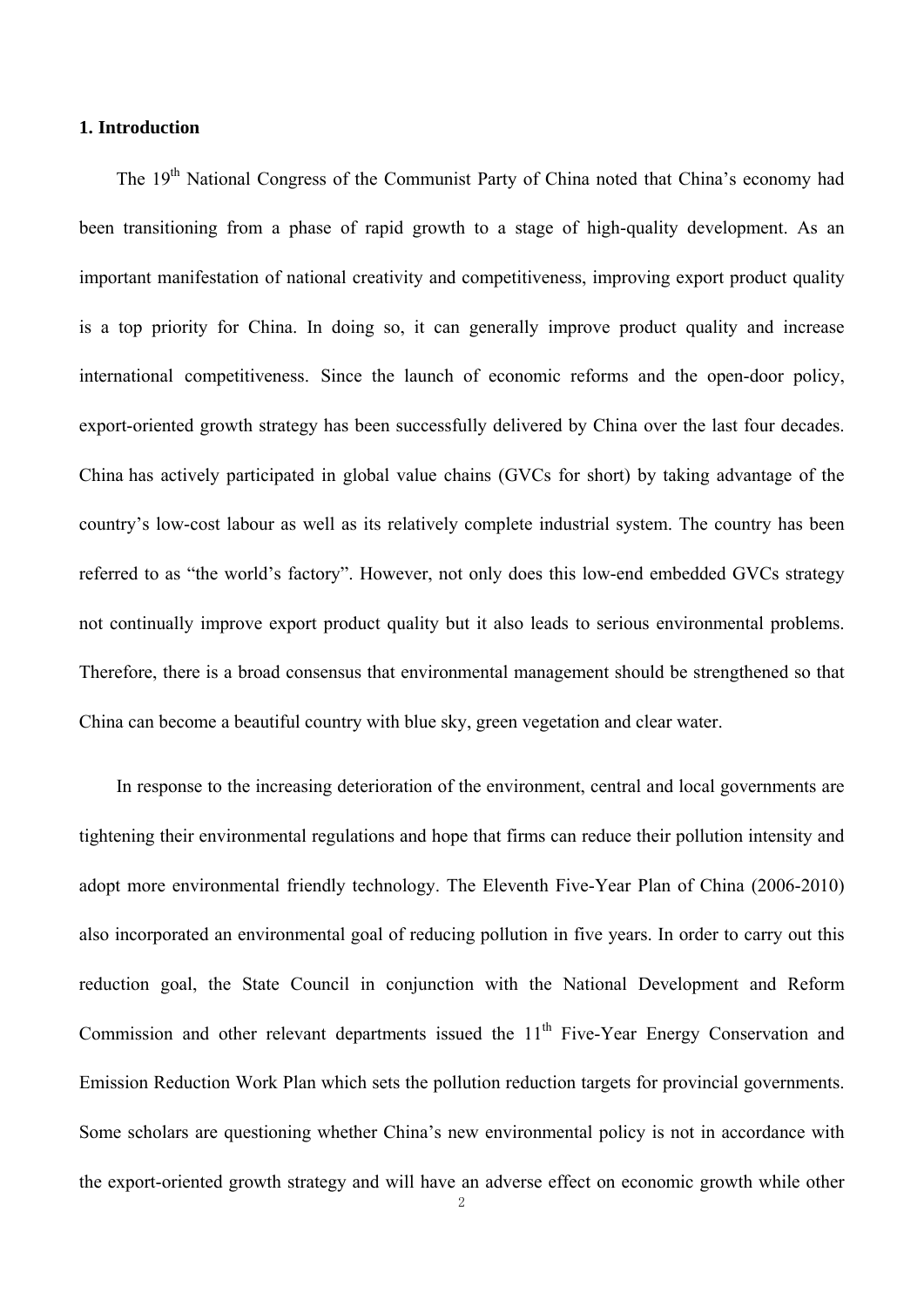## 1. Introduction

The 19th National Congress of the Communist Party of China noted that China's economy had been transitioning from a phase of rapid growth to a stage of high-quality development. As an important manifestation of national creativity and competitiveness, improving export product quality is a top priority for China. In doing so, it can generally improve product quality and increase international competitiveness. Since the launch of economic reforms and the open-door policy, export-oriented growth strategy has been successfully delivered by China over the last four decades. China has actively participated in global value chains (GVCs for short) by taking advantage of the country's low-cost labour as well as its relatively complete industrial system. The country has been referred to as "the world's factory". However, not only does this low-end embedded GVCs strategy not continually improve export product quality but it also leads to serious environmental problems. Therefore, there is a broad consensus that environmental management should be strengthened so that China can become a beautiful country with blue sky, green vegetation and clear water.

In response to the increasing deterioration of the environment, central and local governments are tightening their environmental regulations and hope that firms can reduce their pollution intensity and adopt more environmental friendly technology. The Eleventh Five-Year Plan of China (2006-2010) also incorporated an environmental goal of reducing pollution in five years. In order to carry out this reduction goal, the State Council in conjunction with the National Development and Reform Commission and other relevant departments issued the 11th Five-Year Energy Conservation and Emission Reduction Work Plan which sets the pollution reduction targets for provincial governments. Some scholars are questioning whether China's new environmental policy is not in accordance with the export-oriented growth strategy and will have an adverse effect on economic growth while other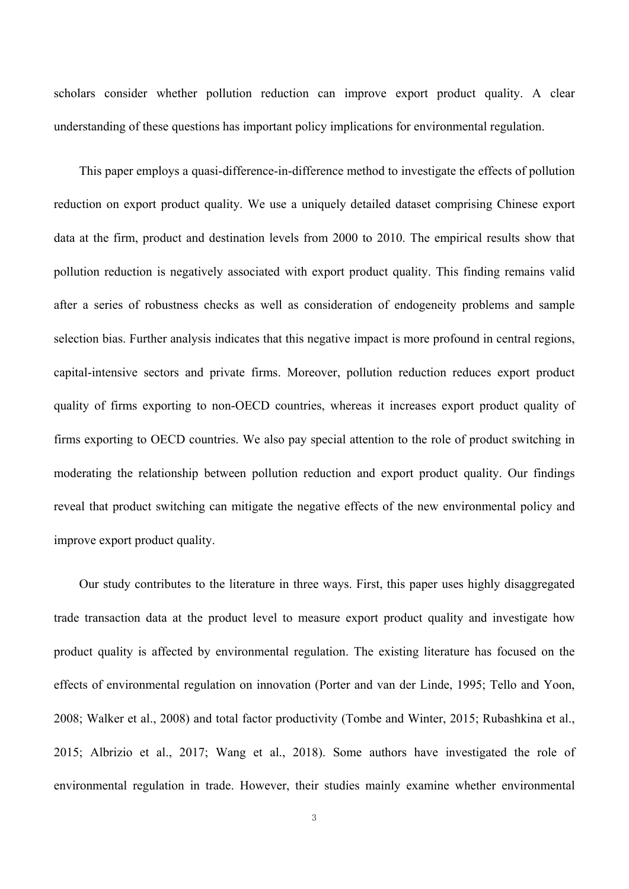scholars consider whether pollution reduction can improve export product quality. A clear understanding of these questions has important policy implications for environmental regulation.

This paper employs a quasi-difference-in-difference method to investigate the effects of pollution reduction on export product quality. We use a uniquely detailed dataset comprising Chinese export data at the firm, product and destination levels from 2000 to 2010. The empirical results show that pollution reduction is negatively associated with export product quality. This finding remains valid after a series of robustness checks as well as consideration of endogeneity problems and sample selection bias. Further analysis indicates that this negative impact is more profound in central regions, capital-intensive sectors and private firms. Moreover, pollution reduction reduces export product quality of firms exporting to non-OECD countries, whereas it increases export product quality of firms exporting to OECD countries. We also pay special attention to the role of product switching in moderating the relationship between pollution reduction and export product quality. Our findings reveal that product switching can mitigate the negative effects of the new environmental policy and improve export product quality.

Our study contributes to the literature in three ways. First, this paper uses highly disaggregated trade transaction data at the product level to measure export product quality and investigate how product quality is affected by environmental regulation. The existing literature has focused on the effects of environmental regulation on innovation (Porter and van der Linde, 1995; Tello and Yoon, 2008; Walker et al., 2008) and total factor productivity (Tombe and Winter, 2015; Rubashkina et al., 2015; Albrizio et al., 2017; Wang et al., 2018). Some authors have investigated the role of environmental regulation in trade. However, their studies mainly examine whether environmental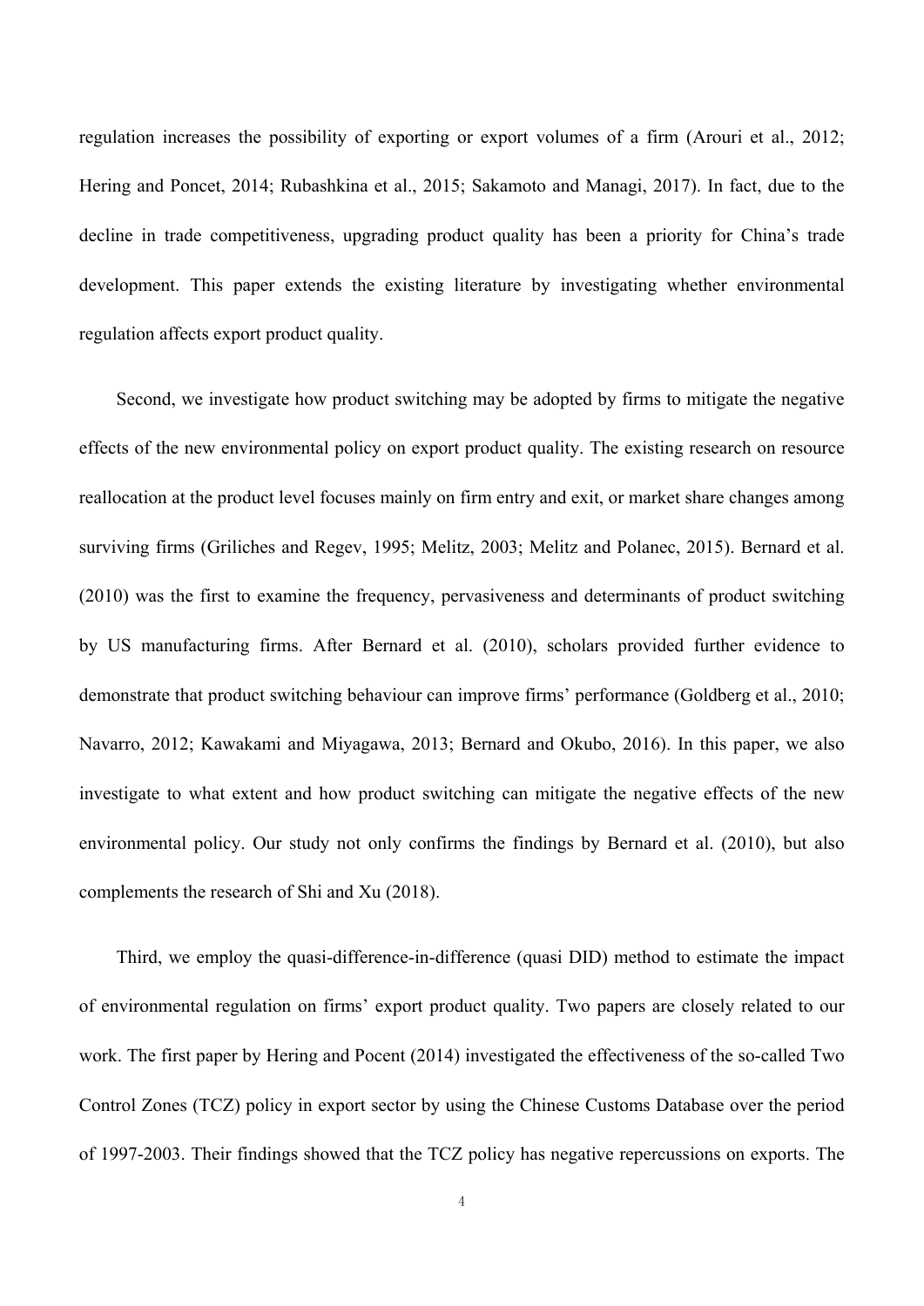regulation increases the possibility of exporting or export volumes of a firm (Arouri et al., 2012; Hering and Poncet, 2014; Rubashkina et al., 2015; Sakamoto and Managi, 2017). In fact, due to the decline in trade competitiveness, upgrading product quality has been a priority for China's trade development. This paper extends the existing literature by investigating whether environmental regulation affects export product quality.

Second, we investigate how product switching may be adopted by firms to mitigate the negative effects of the new environmental policy on export product quality. The existing research on resource reallocation at the product level focuses mainly on firm entry and exit, or market share changes among surviving firms (Griliches and Regev, 1995; Melitz, 2003; Melitz and Polanec, 2015). Bernard et al. (2010) was the first to examine the frequency, pervasiveness and determinants of product switching by US manufacturing firms. After Bernard et al. (2010), scholars provided further evidence to demonstrate that product switching behaviour can improve firms' performance (Goldberg et al., 2010; Navarro, 2012; Kawakami and Miyagawa, 2013; Bernard and Okubo, 2016). In this paper, we also investigate to what extent and how product switching can mitigate the negative effects of the new environmental policy. Our study not only confirms the findings by Bernard et al. (2010), but also complements the research of Shi and Xu (2018).

Third, we employ the quasi-difference-in-difference (quasi DID) method to estimate the impact of environmental regulation on firms' export product quality. Two papers are closely related to our work. The first paper by Hering and Pocent (2014) investigated the effectiveness of the so-called Two Control Zones (TCZ) policy in export sector by using the Chinese Customs Database over the period of 1997-2003. Their findings showed that the TCZ policy has negative repercussions on exports. The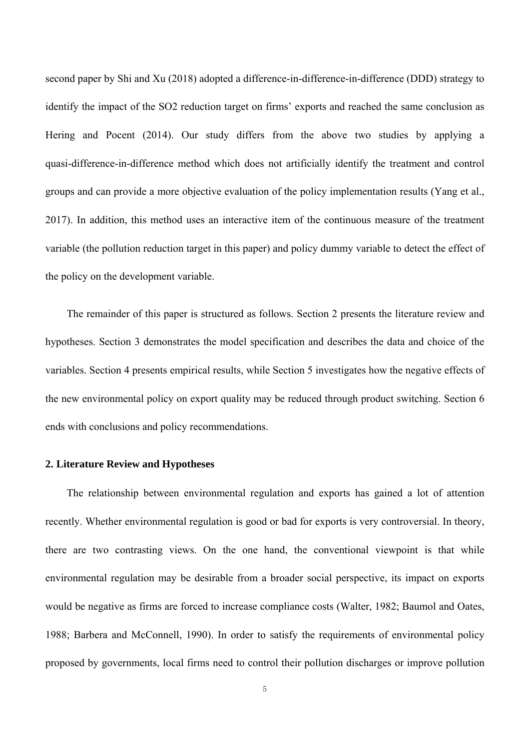second paper by Shi and Xu (2018) adopted a difference-in-difference-in-difference (DDD) strategy to identify the impact of the $SO_2$ reduction target on firms' exports and reached the same conclusion as Hering and Pocent (2014). Our study differs from the above two studies by applying a quasi-difference-in-difference method which does not artificially identify the treatment and control groups and can provide a more objective evaluation of the policy implementation results (Yang et al., 2017). In addition, this method uses an interactive item of the continuous measure of the treatment variable (the pollution reduction target in this paper) and policy dummy variable to detect the effect of the policy on the development variable.

The remainder of this paper is structured as follows. Section 2 presents the literature review and hypotheses. Section 3 demonstrates the model specification and describes the data and choice of the variables. Section 4 presents empirical results, while Section 5 investigates how the negative effects of the new environmental policy on export quality may be reduced through product switching. Section 6 ends with conclusions and policy recommendations.

## 2. Literature Review and Hypotheses

The relationship between environmental regulation and exports has gained a lot of attention recently. Whether environmental regulation is good or bad for exports is very controversial. In theory, there are two contrasting views. On the one hand, the conventional viewpoint is that while environmental regulation may be desirable from a broader social perspective, its impact on exports would be negative as firms are forced to increase compliance costs (Walter, 1982; Baumol and Oates, 1988; Barbera and McConnell, 1990). In order to satisfy the requirements of environmental policy proposed by governments, local firms need to control their pollution discharges or improve pollution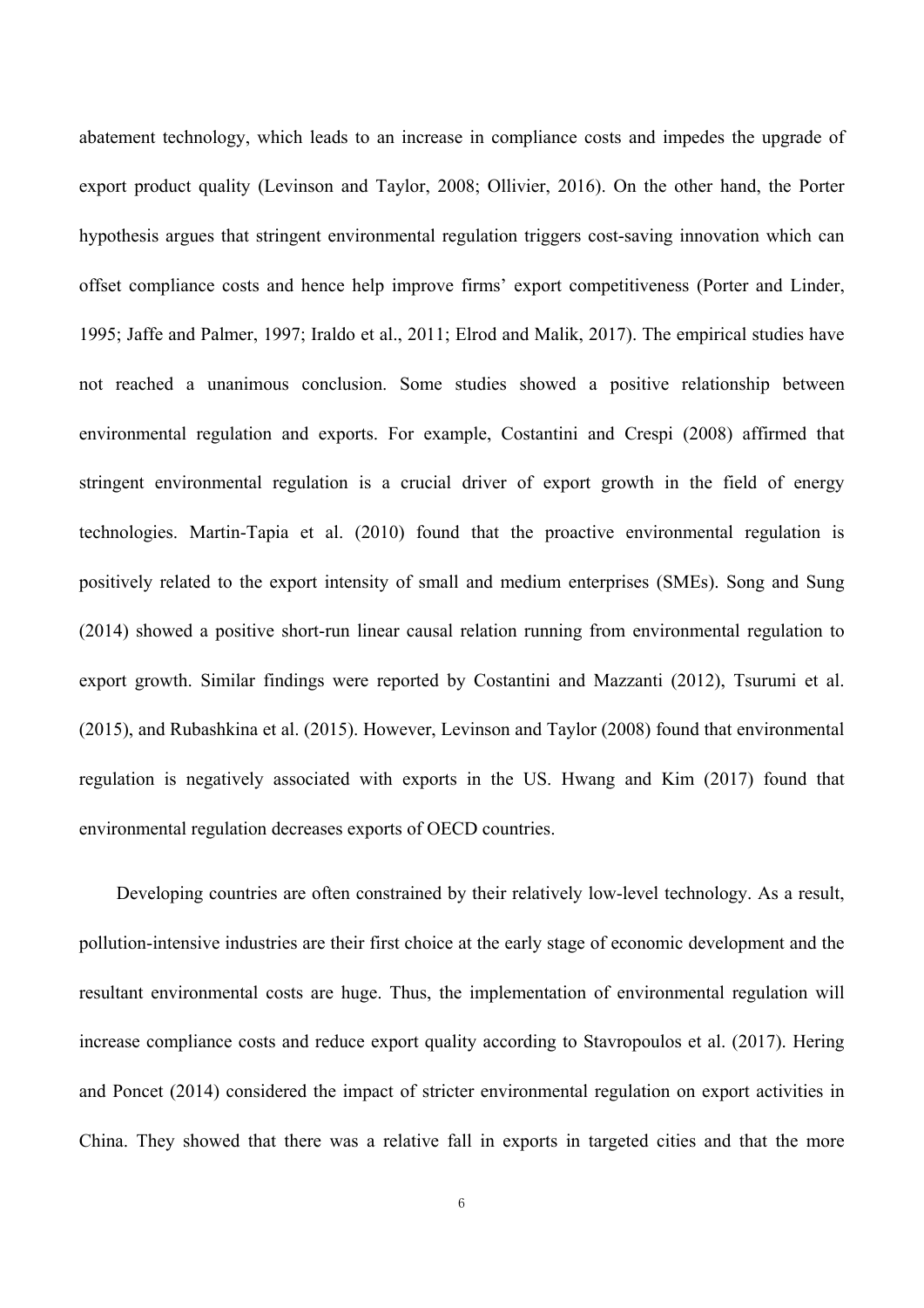abatement technology, which leads to an increase in compliance costs and impedes the upgrade of export product quality (Levinson and Taylor, 2008; Ollivier, 2016). On the other hand, the Porter hypothesis argues that stringent environmental regulation triggers cost-saving innovation which can offset compliance costs and hence help improve firms' export competitiveness (Porter and Linder, 1995; Jaffe and Palmer, 1997; Iraldo et al., 2011; Elrod and Malik, 2017). The empirical studies have not reached a unanimous conclusion. Some studies showed a positive relationship between environmental regulation and exports. For example, Costantini and Crespi (2008) affirmed that stringent environmental regulation is a crucial driver of export growth in the field of energy technologies. Martin-Tapia et al. (2010) found that the proactive environmental regulation is positively related to the export intensity of small and medium enterprises (SMEs). Song and Sung (2014) showed a positive short-run linear causal relation running from environmental regulation to export growth. Similar findings were reported by Costantini and Mazzanti (2012), Tsurumi et al. (2015), and Rubashkina et al. (2015). However, Levinson and Taylor (2008) found that environmental regulation is negatively associated with exports in the US. Hwang and Kim (2017) found that environmental regulation decreases exports of OECD countries.

Developing countries are often constrained by their relatively low-level technology. As a result, pollution-intensive industries are their first choice at the early stage of economic development and the resultant environmental costs are huge. Thus, the implementation of environmental regulation will increase compliance costs and reduce export quality according to Stavropoulos et al. (2017). Hering and Poncet (2014) considered the impact of stricter environmental regulation on export activities in China. They showed that there was a relative fall in exports in targeted cities and that the more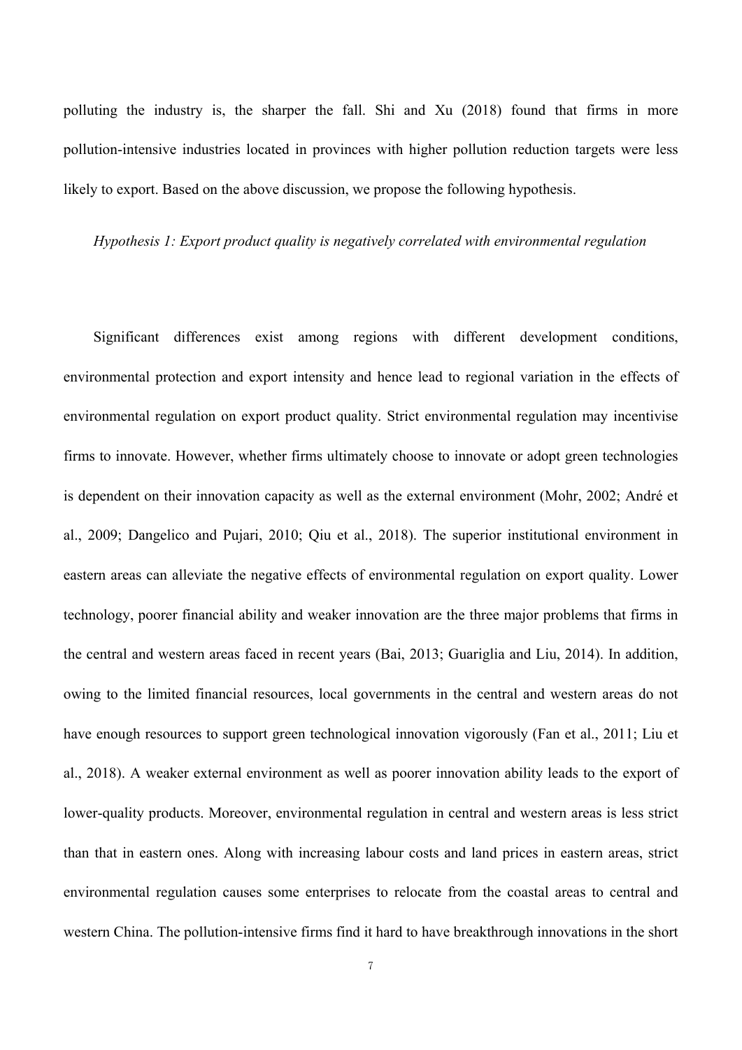polluting the industry is, the sharper the fall. Shi and Xu (2018) found that firms in more pollution-intensive industries located in provinces with higher pollution reduction targets were less likely to export. Based on the above discussion, we propose the following hypothesis.

*Hypothesis 1: Export product quality is negatively correlated with environmental regulation*

Significant differences exist among regions with different development conditions, environmental protection and export intensity and hence lead to regional variation in the effects of environmental regulation on export product quality. Strict environmental regulation may incentivise firms to innovate. However, whether firms ultimately choose to innovate or adopt green technologies is dependent on their innovation capacity as well as the external environment (Mohr, 2002; André et al., 2009; Dangelico and Pujari, 2010; Qiu et al., 2018). The superior institutional environment in eastern areas can alleviate the negative effects of environmental regulation on export quality. Lower technology, poorer financial ability and weaker innovation are the three major problems that firms in the central and western areas faced in recent years (Bai, 2013; Guariglia and Liu, 2014). In addition, owing to the limited financial resources, local governments in the central and western areas do not have enough resources to support green technological innovation vigorously (Fan et al., 2011; Liu et al., 2018). A weaker external environment as well as poorer innovation ability leads to the export of lower-quality products. Moreover, environmental regulation in central and western areas is less strict than that in eastern ones. Along with increasing labour costs and land prices in eastern areas, strict environmental regulation causes some enterprises to relocate from the coastal areas to central and western China. The pollution-intensive firms find it hard to have breakthrough innovations in the short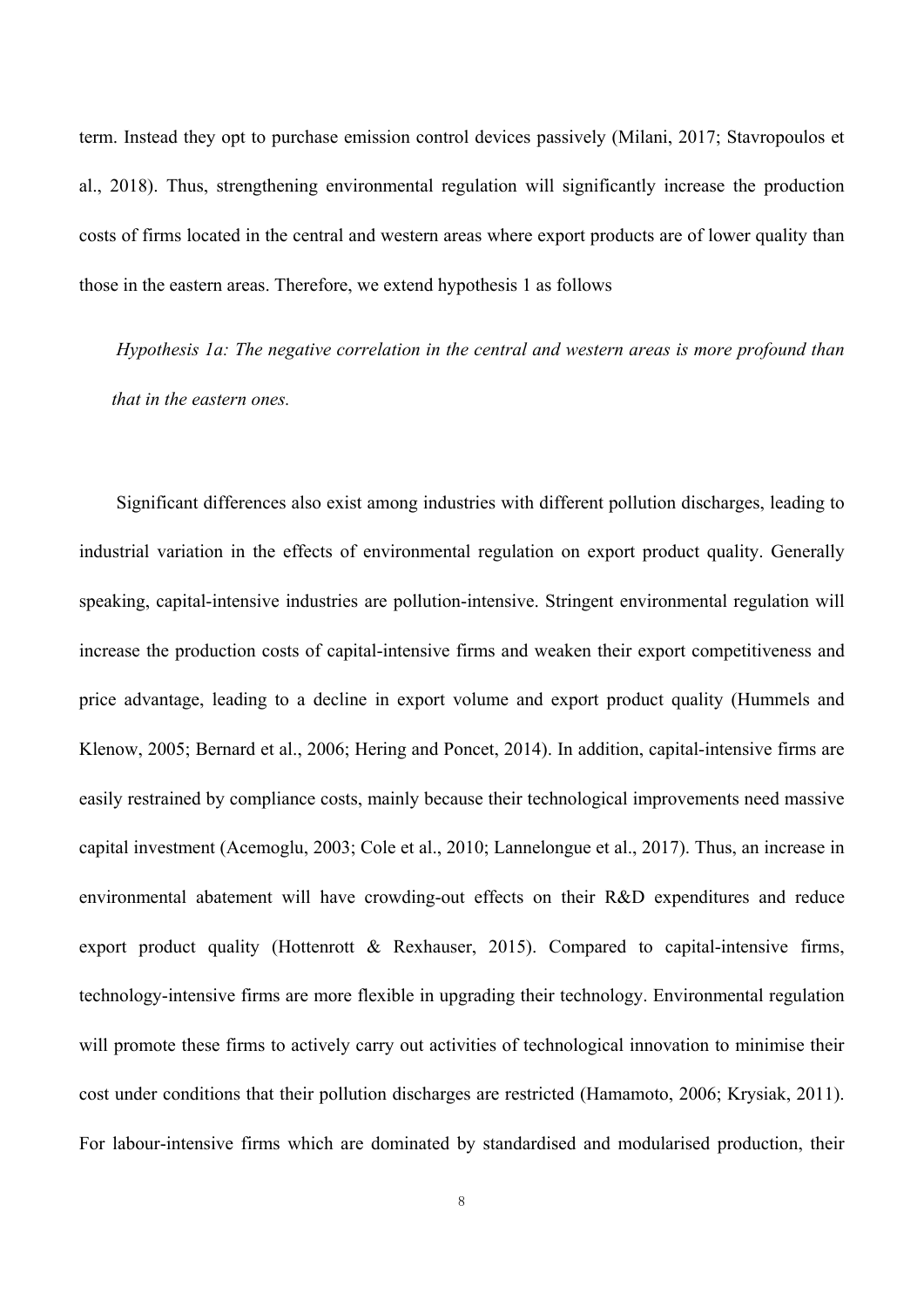term. Instead they opt to purchase emission control devices passively (Milani, 2017; Stavropoulos et al., 2018). Thus, strengthening environmental regulation will significantly increase the production costs of firms located in the central and western areas where export products are of lower quality than those in the eastern areas. Therefore, we extend hypothesis 1 as follows

*Hypothesis 1a: The negative correlation in the central and western areas is more profound than that in the eastern ones.*

Significant differences also exist among industries with different pollution discharges, leading to industrial variation in the effects of environmental regulation on export product quality. Generally speaking, capital-intensive industries are pollution-intensive. Stringent environmental regulation will increase the production costs of capital-intensive firms and weaken their export competitiveness and price advantage, leading to a decline in export volume and export product quality (Hummels and Klenow, 2005; Bernard et al., 2006; Hering and Poncet, 2014). In addition, capital-intensive firms are easily restrained by compliance costs, mainly because their technological improvements need massive capital investment (Acemoglu, 2003; Cole et al., 2010; Lannelongue et al., 2017). Thus, an increase in environmental abatement will have crowding-out effects on their R&D expenditures and reduce export product quality (Hottenrott & Rexhauser, 2015). Compared to capital-intensive firms, technology-intensive firms are more flexible in upgrading their technology. Environmental regulation will promote these firms to actively carry out activities of technological innovation to minimise their cost under conditions that their pollution discharges are restricted (Hamamoto, 2006; Krysiak, 2011). For labour-intensive firms which are dominated by standardised and modularised production, their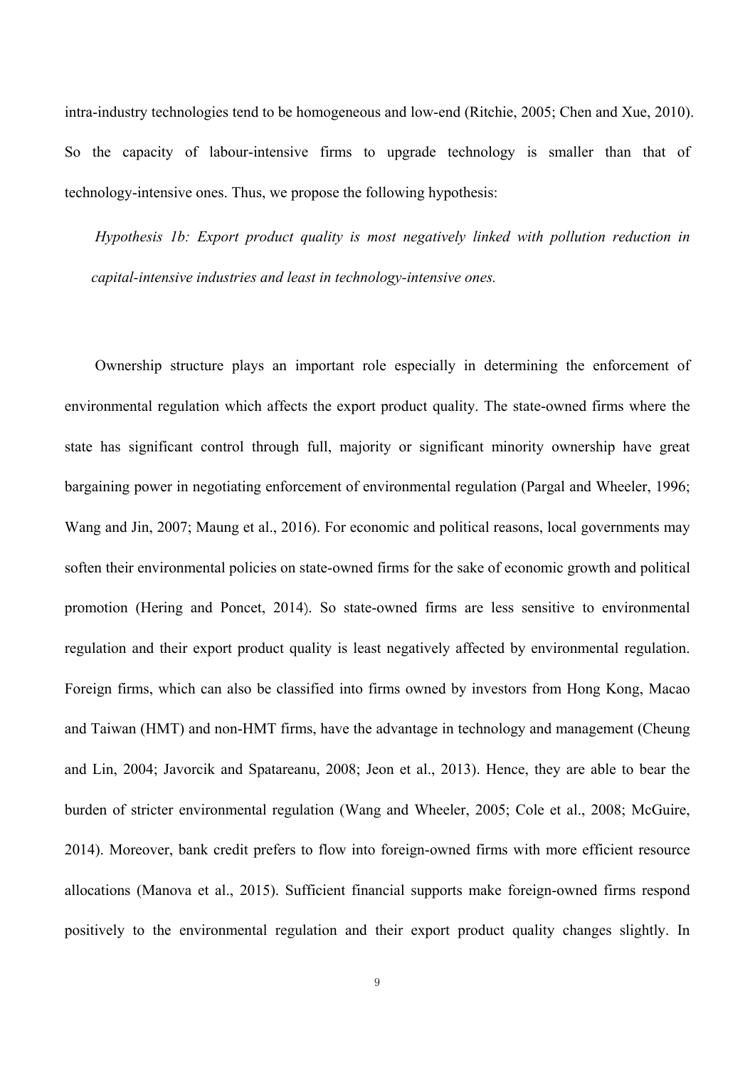intra-industry technologies tend to be homogeneous and low-end (Ritchie, 2005; Chen and Xue, 2010). So the capacity of labour-intensive firms to upgrade technology is smaller than that of technology-intensive ones. Thus, we propose the following hypothesis:

*Hypothesis 1b: Export product quality is most negatively linked with pollution reduction in capital-intensive industries and least in technology-intensive ones.*

Ownership structure plays an important role especially in determining the enforcement of environmental regulation which affects the export product quality. The state-owned firms where the state has significant control through full, majority or significant minority ownership have great bargaining power in negotiating enforcement of environmental regulation (Pargal and Wheeler, 1996; Wang and Jin, 2007; Maung et al., 2016). For economic and political reasons, local governments may soften their environmental policies on state-owned firms for the sake of economic growth and political promotion (Hering and Poncet, 2014). So state-owned firms are less sensitive to environmental regulation and their export product quality is least negatively affected by environmental regulation. Foreign firms, which can also be classified into firms owned by investors from Hong Kong, Macao and Taiwan (HMT) and non-HMT firms, have the advantage in technology and management (Cheung and Lin, 2004; Javorcik and Spatareanu, 2008; Jeon et al., 2013). Hence, they are able to bear the burden of stricter environmental regulation (Wang and Wheeler, 2005; Cole et al., 2008; McGuire, 2014). Moreover, bank credit prefers to flow into foreign-owned firms with more efficient resource allocations (Manova et al., 2015). Sufficient financial supports make foreign-owned firms respond positively to the environmental regulation and their export product quality changes slightly. In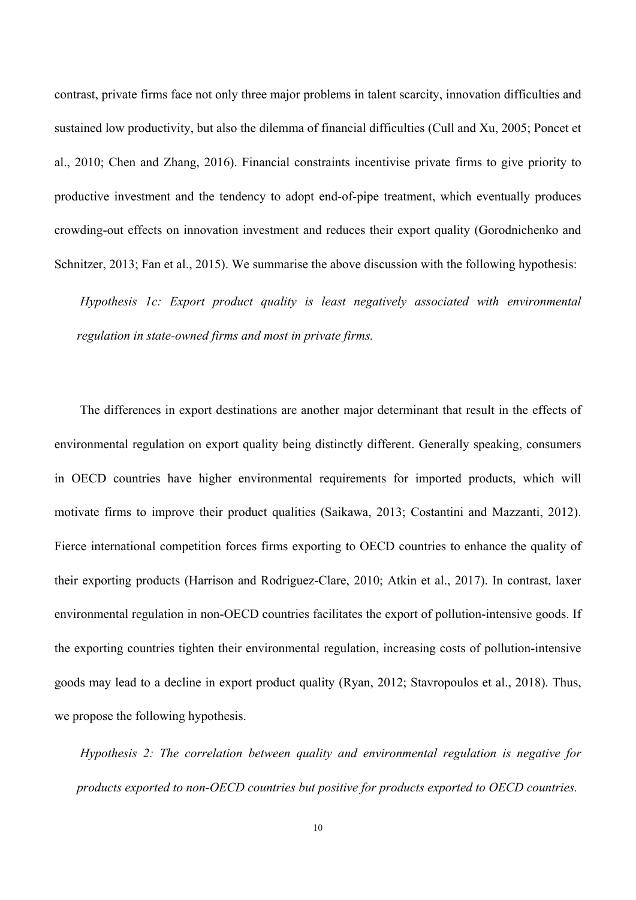contrast, private firms face not only three major problems in talent scarcity, innovation difficulties and sustained low productivity, but also the dilemma of financial difficulties (Cull and Xu, 2005; Poncet et al., 2010; Chen and Zhang, 2016). Financial constraints incentivise private firms to give priority to productive investment and the tendency to adopt end-of-pipe treatment, which eventually produces crowding-out effects on innovation investment and reduces their export quality (Gorodnichenko and Schnitzer, 2013; Fan et al., 2015). We summarise the above discussion with the following hypothesis:

*Hypothesis 1c: Export product quality is least negatively associated with environmental regulation in state-owned firms and most in private firms.*

The differences in export destinations are another major determinant that result in the effects of environmental regulation on export quality being distinctly different. Generally speaking, consumers in OECD countries have higher environmental requirements for imported products, which will motivate firms to improve their product qualities (Saikawa, 2013; Costantini and Mazzanti, 2012). Fierce international competition forces firms exporting to OECD countries to enhance the quality of their exporting products (Harrison and Rodriguez-Clare, 2010; Atkin et al., 2017). In contrast, laxer environmental regulation in non-OECD countries facilitates the export of pollution-intensive goods. If the exporting countries tighten their environmental regulation, increasing costs of pollution-intensive goods may lead to a decline in export product quality (Ryan, 2012; Stavropoulos et al., 2018). Thus, we propose the following hypothesis.

*Hypothesis 2: The correlation between quality and environmental regulation is negative for products exported to non-OECD countries but positive for products exported to OECD countries.*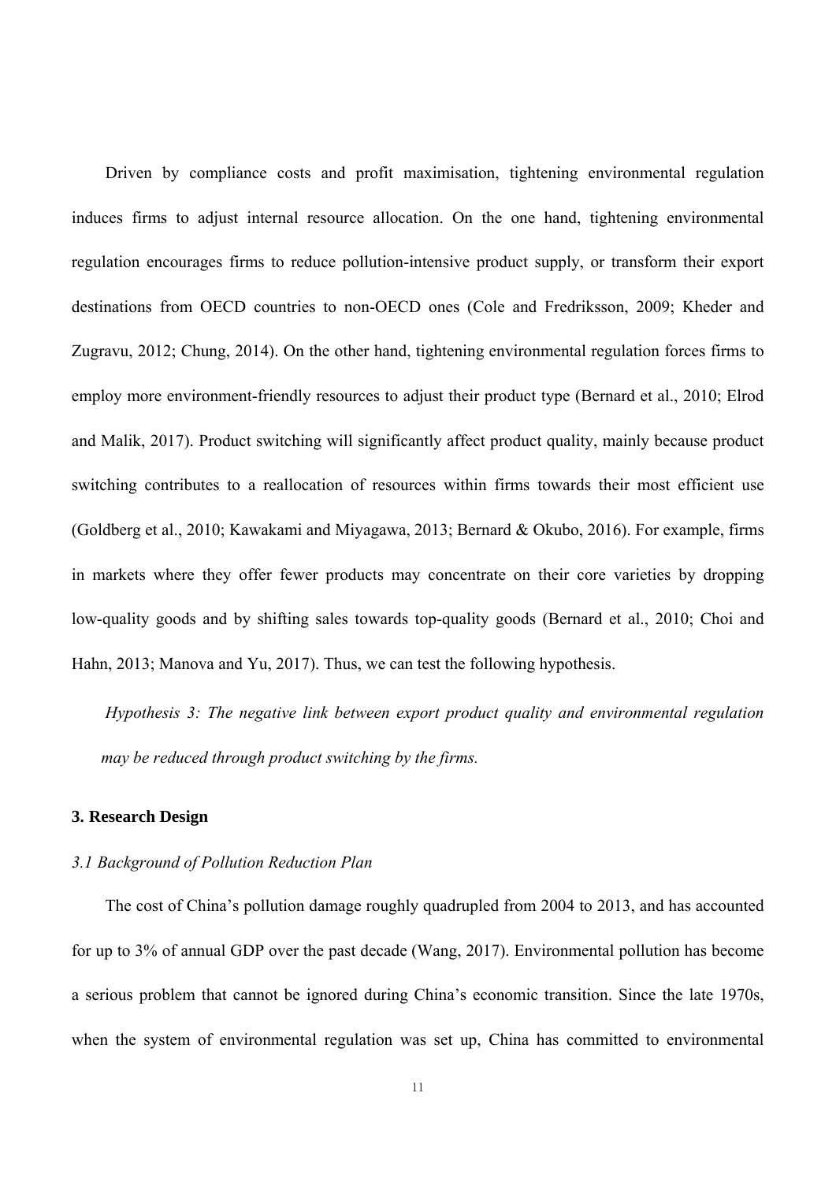Driven by compliance costs and profit maximisation, tightening environmental regulation induces firms to adjust internal resource allocation. On the one hand, tightening environmental regulation encourages firms to reduce pollution-intensive product supply, or transform their export destinations from OECD countries to non-OECD ones (Cole and Fredriksson, 2009; Kheder and Zugravu, 2012; Chung, 2014). On the other hand, tightening environmental regulation forces firms to employ more environment-friendly resources to adjust their product type (Bernard et al., 2010; Elrod and Malik, 2017). Product switching will significantly affect product quality, mainly because product switching contributes to a reallocation of resources within firms towards their most efficient use (Goldberg et al., 2010; Kawakami and Miyagawa, 2013; Bernard & Okubo, 2016). For example, firms in markets where they offer fewer products may concentrate on their core varieties by dropping low-quality goods and by shifting sales towards top-quality goods (Bernard et al., 2010; Choi and Hahn, 2013; Manova and Yu, 2017). Thus, we can test the following hypothesis.

*Hypothesis 3: The negative link between export product quality and environmental regulation may be reduced through product switching by the firms.*

## 3. Research Design

### *3.1 Background of Pollution Reduction Plan*

The cost of China's pollution damage roughly quadrupled from 2004 to 2013, and has accounted for up to 3% of annual GDP over the past decade (Wang, 2017). Environmental pollution has become a serious problem that cannot be ignored during China's economic transition. Since the late 1970s, when the system of environmental regulation was set up, China has committed to environmental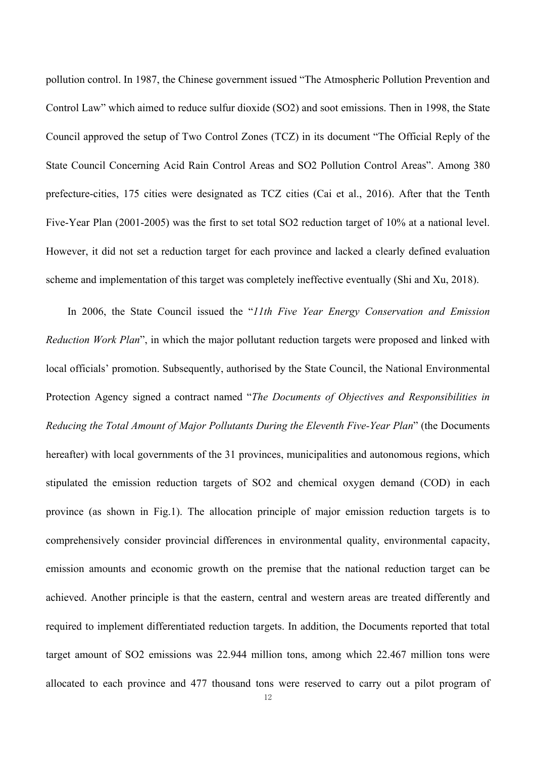pollution control. In 1987, the Chinese government issued "The Atmospheric Pollution Prevention and Control Law" which aimed to reduce sulfur dioxide ($SO_2$) and soot emissions. Then in 1998, the State Council approved the setup of Two Control Zones (TCZ) in its document "The Official Reply of the State Council Concerning Acid Rain Control Areas and $SO_2$ Pollution Control Areas". Among 380 prefecture-cities, 175 cities were designated as TCZ cities (Cai et al., 2016). After that the Tenth Five-Year Plan (2001-2005) was the first to set total $SO_2$ reduction target of 10% at a national level. However, it did not set a reduction target for each province and lacked a clearly defined evaluation scheme and implementation of this target was completely ineffective eventually (Shi and Xu, 2018).

In 2006, the State Council issued the "*11th Five Year Energy Conservation and Emission Reduction Work Plan*", in which the major pollutant reduction targets were proposed and linked with local officials' promotion. Subsequently, authorised by the State Council, the National Environmental Protection Agency signed a contract named "*The Documents of Objectives and Responsibilities in Reducing the Total Amount of Major Pollutants During the Eleventh Five-Year Plan*" (the Documents hereafter) with local governments of the 31 provinces, municipalities and autonomous regions, which stipulated the emission reduction targets of $SO_2$ and chemical oxygen demand (COD) in each province (as shown in Fig.1). The allocation principle of major emission reduction targets is to comprehensively consider provincial differences in environmental quality, environmental capacity, emission amounts and economic growth on the premise that the national reduction target can be achieved. Another principle is that the eastern, central and western areas are treated differently and required to implement differentiated reduction targets. In addition, the Documents reported that total target amount of $SO_2$ emissions was 22.944 million tons, among which 22.467 million tons were allocated to each province and 477 thousand tons were reserved to carry out a pilot program of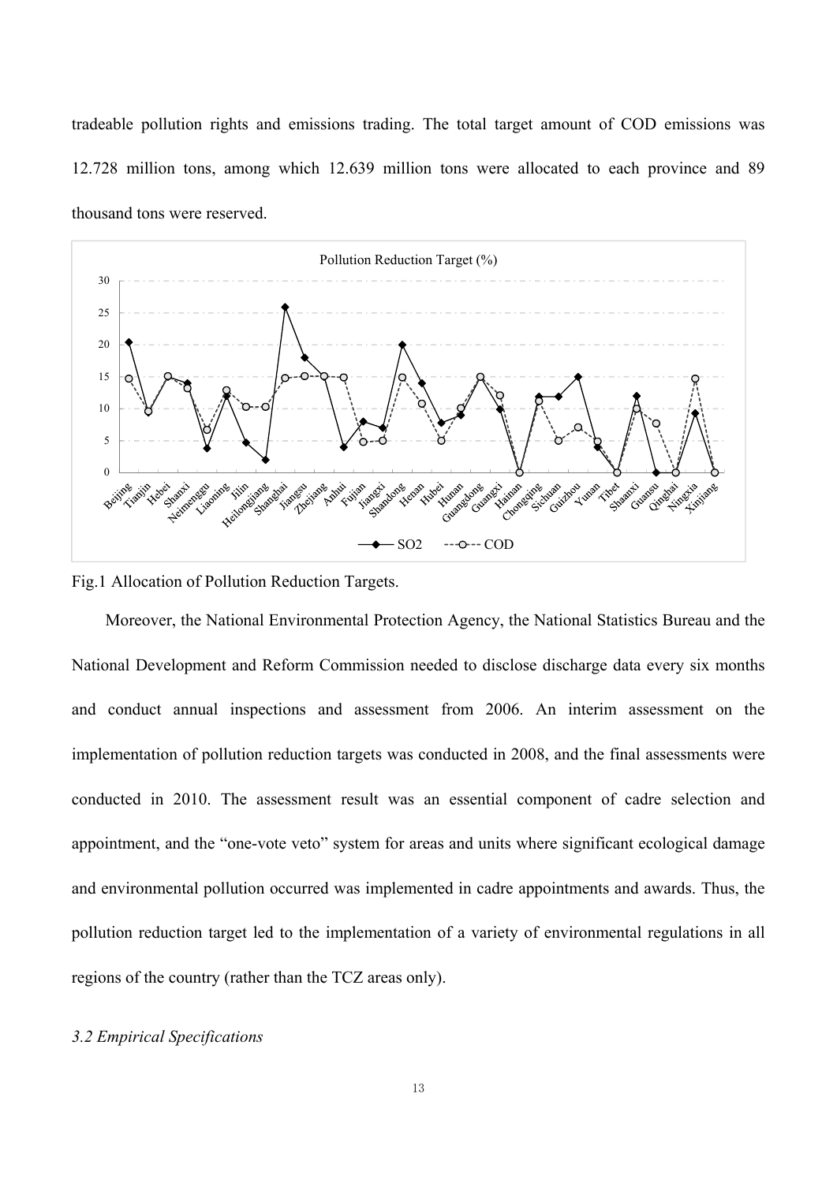tradeable pollution rights and emissions trading. The total target amount of COD emissions was 12.728 million tons, among which 12.639 million tons were allocated to each province and 89 thousand tons were reserved.

Fig.1 Allocation of Pollution Reduction Targets.

Moreover, the National Environmental Protection Agency, the National Statistics Bureau and the National Development and Reform Commission needed to disclose discharge data every six months and conduct annual inspections and assessment from 2006. An interim assessment on the implementation of pollution reduction targets was conducted in 2008, and the final assessments were conducted in 2010. The assessment result was an essential component of cadre selection and appointment, and the "one-vote veto" system for areas and units where significant ecological damage and environmental pollution occurred was implemented in cadre appointments and awards. Thus, the pollution reduction target led to the implementation of a variety of environmental regulations in all regions of the country (rather than the TCZ areas only).

*3.2 Empirical Specifications*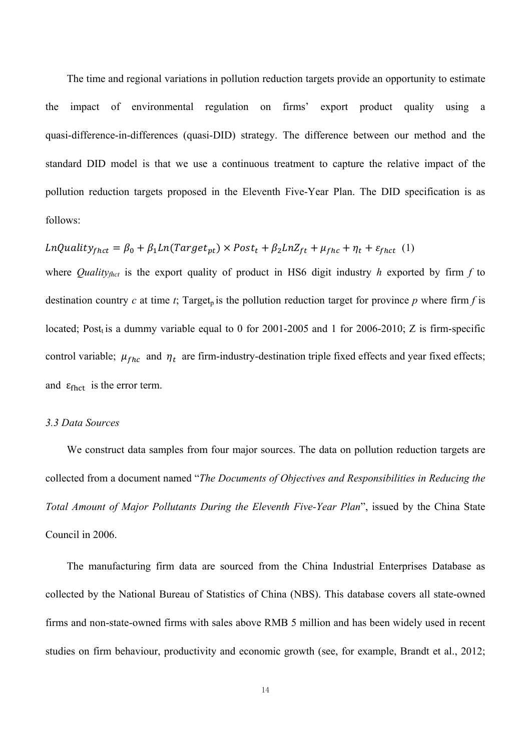The time and regional variations in pollution reduction targets provide an opportunity to estimate the impact of environmental regulation on firms' export product quality using a quasi-difference-in-differences (quasi-DID) strategy. The difference between our method and the standard DID model is that we use a continuous treatment to capture the relative impact of the pollution reduction targets proposed in the Eleventh Five-Year Plan. The DID specification is as follows:

$$LnQuality_{fhct} = \beta_0 + \beta_1 Ln(Target_{pt}) \times Post_t + \beta_2 LnZ_{ft} + \mu_{fhc} + \eta_t + \varepsilon_{fhct} \quad (1)$$

where $Quality_{fhct}$ is the export quality of product in HS6 digit industry *h* exported by firm *f* to destination country *c* at time *t*; $Target_p$ is the pollution reduction target for province *p* where firm *f* is located; $Post_t$ is a dummy variable equal to 0 for 2001-2005 and 1 for 2006-2010; Z is firm-specific control variable; $\mu_{fhc}$ and $\eta_t$ are firm-industry-destination triple fixed effects and year fixed effects; and $\varepsilon_{fhct}$ is the error term.

### *3.3 Data Sources*

We construct data samples from four major sources. The data on pollution reduction targets are collected from a document named "*The Documents of Objectives and Responsibilities in Reducing the Total Amount of Major Pollutants During the Eleventh Five-Year Plan*", issued by the China State Council in 2006.

The manufacturing firm data are sourced from the China Industrial Enterprises Database as collected by the National Bureau of Statistics of China (NBS). This database covers all state-owned firms and non-state-owned firms with sales above RMB 5 million and has been widely used in recent studies on firm behaviour, productivity and economic growth (see, for example, Brandt et al., 2012;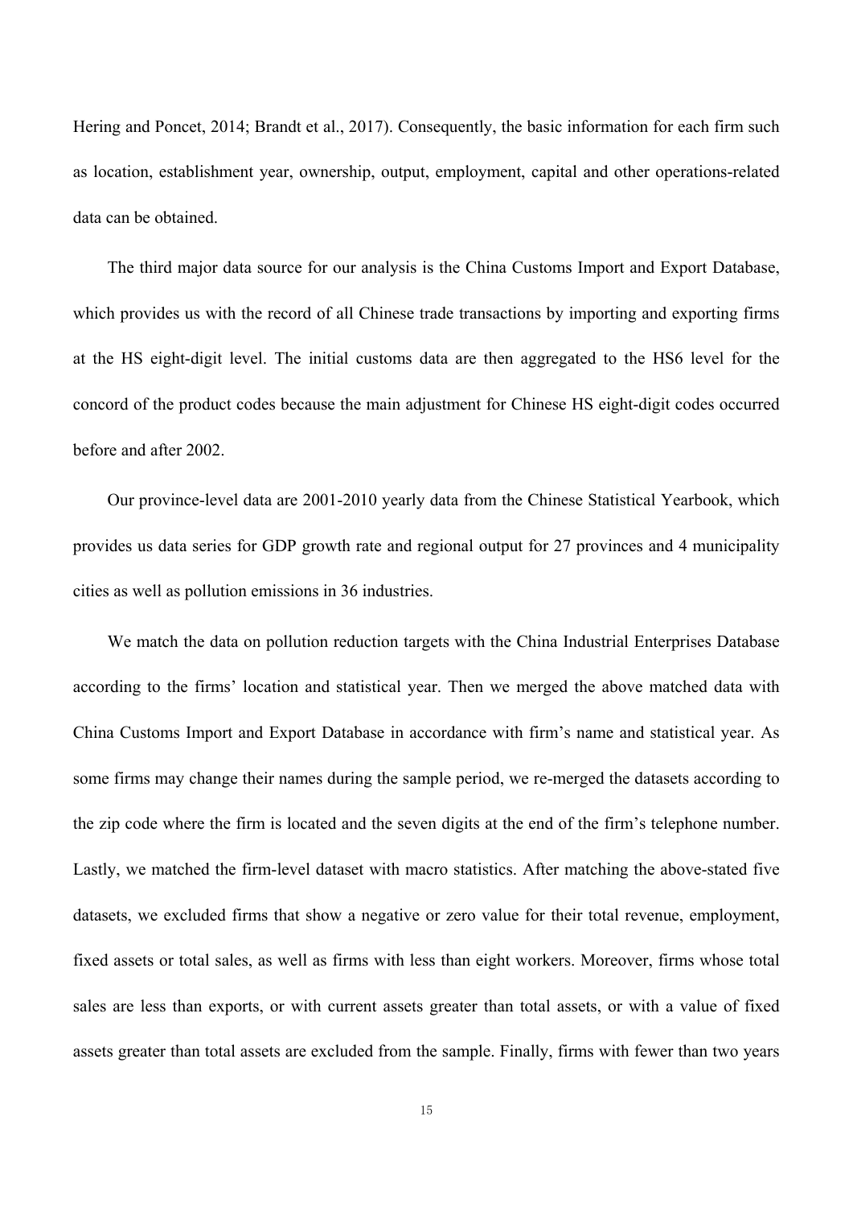Hering and Poncet, 2014; Brandt et al., 2017). Consequently, the basic information for each firm such as location, establishment year, ownership, output, employment, capital and other operations-related data can be obtained.

The third major data source for our analysis is the China Customs Import and Export Database, which provides us with the record of all Chinese trade transactions by importing and exporting firms at the HS eight-digit level. The initial customs data are then aggregated to the HS6 level for the concord of the product codes because the main adjustment for Chinese HS eight-digit codes occurred before and after 2002.

Our province-level data are 2001-2010 yearly data from the Chinese Statistical Yearbook, which provides us data series for GDP growth rate and regional output for 27 provinces and 4 municipality cities as well as pollution emissions in 36 industries.

We match the data on pollution reduction targets with the China Industrial Enterprises Database according to the firms' location and statistical year. Then we merged the above matched data with China Customs Import and Export Database in accordance with firm's name and statistical year. As some firms may change their names during the sample period, we re-merged the datasets according to the zip code where the firm is located and the seven digits at the end of the firm's telephone number. Lastly, we matched the firm-level dataset with macro statistics. After matching the above-stated five datasets, we excluded firms that show a negative or zero value for their total revenue, employment, fixed assets or total sales, as well as firms with less than eight workers. Moreover, firms whose total sales are less than exports, or with current assets greater than total assets, or with a value of fixed assets greater than total assets are excluded from the sample. Finally, firms with fewer than two years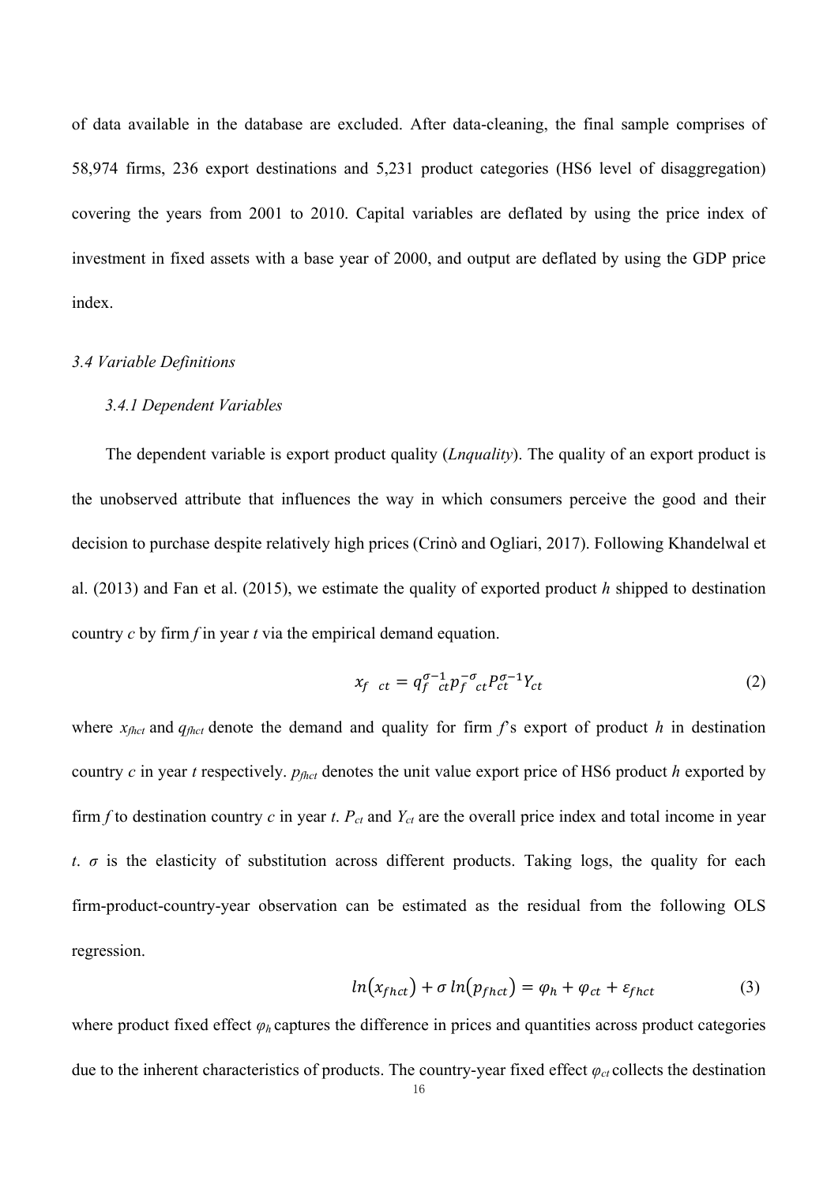of data available in the database are excluded. After data-cleaning, the final sample comprises of 58,974 firms, 236 export destinations and 5,231 product categories (HS6 level of disaggregation) covering the years from 2001 to 2010. Capital variables are deflated by using the price index of investment in fixed assets with a base year of 2000, and output are deflated by using the GDP price index.

### *3.4 Variable Definitions*

#### *3.4.1 Dependent Variables*

The dependent variable is export product quality (*Lnquality*). The quality of an export product is the unobserved attribute that influences the way in which consumers perceive the good and their decision to purchase despite relatively high prices (Crinò and Ogliari, 2017). Following Khandelwal et al. (2013) and Fan et al. (2015), we estimate the quality of exported product *h* shipped to destination country *c* by firm *f* in year *t* via the empirical demand equation.

$$x_{f\ \ ct} = q_{f\ \ ct}^{\sigma-1} p_{f\ \ ct}^{-\sigma} P_{ct}^{\sigma-1} Y_{ct} \tag{2}$$

where $x_{fhct}$ and $q_{fhct}$ denote the demand and quality for firm *f*'s export of product *h* in destination country *c* in year *t* respectively. $p_{fhct}$ denotes the unit value export price of HS6 product *h* exported by firm *f* to destination country *c* in year *t*. $P_{ct}$ and $Y_{ct}$ are the overall price index and total income in year *t*. $\sigma$ is the elasticity of substitution across different products. Taking logs, the quality for each firm-product-country-year observation can be estimated as the residual from the following OLS regression.

$$ln(x_{fhct}) + \sigma\, ln(p_{fhct}) = \varphi_h + \varphi_{ct} + \varepsilon_{fhct} \tag{3}$$

where product fixed effect $\varphi_h$ captures the difference in prices and quantities across product categories due to the inherent characteristics of products. The country-year fixed effect $\varphi_{ct}$ collects the destination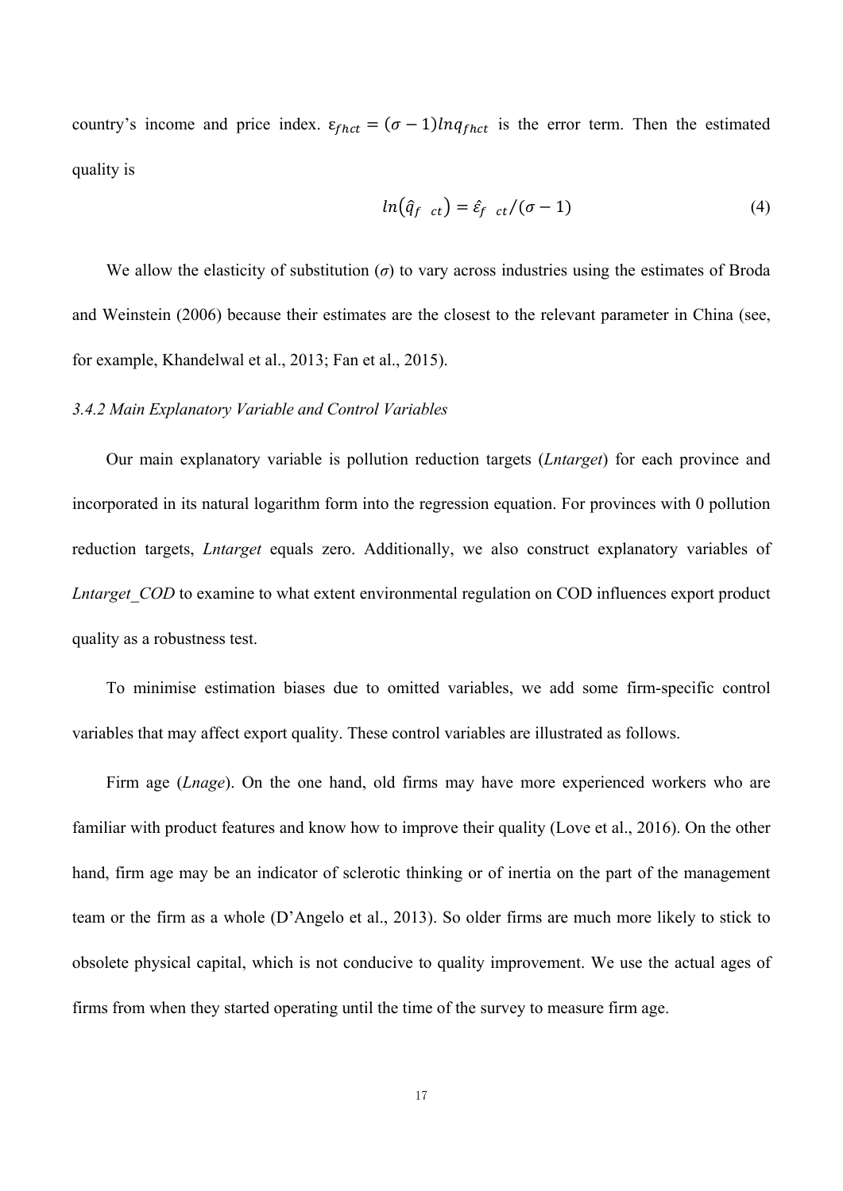country's income and price index. $\varepsilon_{fhct} = (\sigma - 1)lnq_{fhct}$ is the error term. Then the estimated quality is

$$ln(\hat{q}_{f\ \ ct}) = \hat{\varepsilon}_{f\ \ ct}/(\sigma - 1) \tag{4}$$

We allow the elasticity of substitution ($\sigma$) to vary across industries using the estimates of Broda and Weinstein (2006) because their estimates are the closest to the relevant parameter in China (see, for example, Khandelwal et al., 2013; Fan et al., 2015).

*3.4.2 Main Explanatory Variable and Control Variables*

Our main explanatory variable is pollution reduction targets (*Lntarget*) for each province and incorporated in its natural logarithm form into the regression equation. For provinces with 0 pollution reduction targets, *Lntarget* equals zero. Additionally, we also construct explanatory variables of *Lntarget_COD* to examine to what extent environmental regulation on COD influences export product quality as a robustness test.

To minimise estimation biases due to omitted variables, we add some firm-specific control variables that may affect export quality. These control variables are illustrated as follows.

Firm age (*Lnage*). On the one hand, old firms may have more experienced workers who are familiar with product features and know how to improve their quality (Love et al., 2016). On the other hand, firm age may be an indicator of sclerotic thinking or of inertia on the part of the management team or the firm as a whole (D'Angelo et al., 2013). So older firms are much more likely to stick to obsolete physical capital, which is not conducive to quality improvement. We use the actual ages of firms from when they started operating until the time of the survey to measure firm age.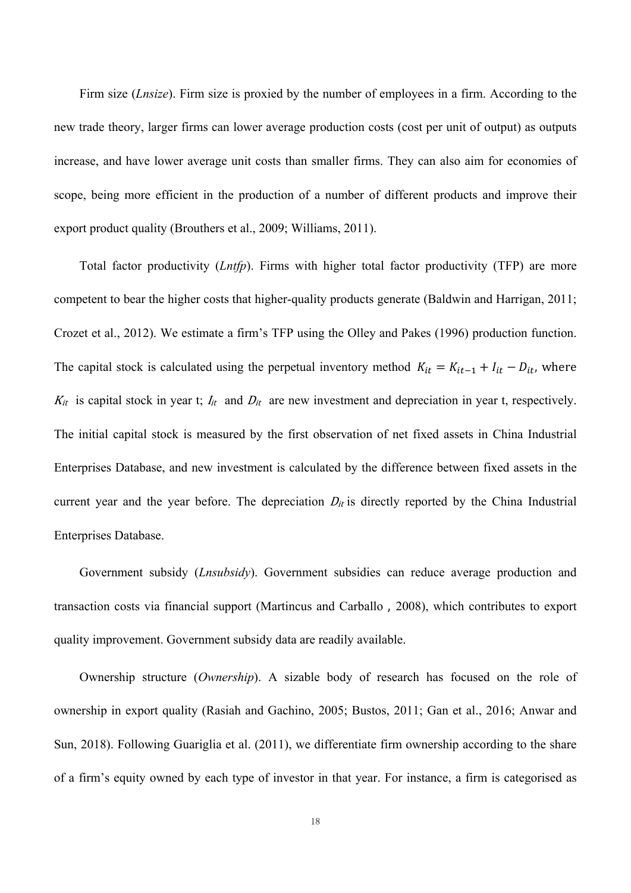Firm size (*Lnsize*). Firm size is proxied by the number of employees in a firm. According to the new trade theory, larger firms can lower average production costs (cost per unit of output) as outputs increase, and have lower average unit costs than smaller firms. They can also aim for economies of scope, being more efficient in the production of a number of different products and improve their export product quality (Brouthers et al., 2009; Williams, 2011).

Total factor productivity (*Lntfp*). Firms with higher total factor productivity (TFP) are more competent to bear the higher costs that higher-quality products generate (Baldwin and Harrigan, 2011; Crozet et al., 2012). We estimate a firm's TFP using the Olley and Pakes (1996) production function. The capital stock is calculated using the perpetual inventory method $K_{it} = K_{it-1} + I_{it} - D_{it}$, where $K_{it}$ is capital stock in year t; $I_{it}$ and $D_{it}$ are new investment and depreciation in year t, respectively. The initial capital stock is measured by the first observation of net fixed assets in China Industrial Enterprises Database, and new investment is calculated by the difference between fixed assets in the current year and the year before. The depreciation $D_{it}$ is directly reported by the China Industrial Enterprises Database.

Government subsidy (*Lnsubsidy*). Government subsidies can reduce average production and transaction costs via financial support (Martincus and Carballo，2008), which contributes to export quality improvement. Government subsidy data are readily available.

Ownership structure (*Ownership*). A sizable body of research has focused on the role of ownership in export quality (Rasiah and Gachino, 2005; Bustos, 2011; Gan et al., 2016; Anwar and Sun, 2018). Following Guariglia et al. (2011), we differentiate firm ownership according to the share of a firm's equity owned by each type of investor in that year. For instance, a firm is categorised as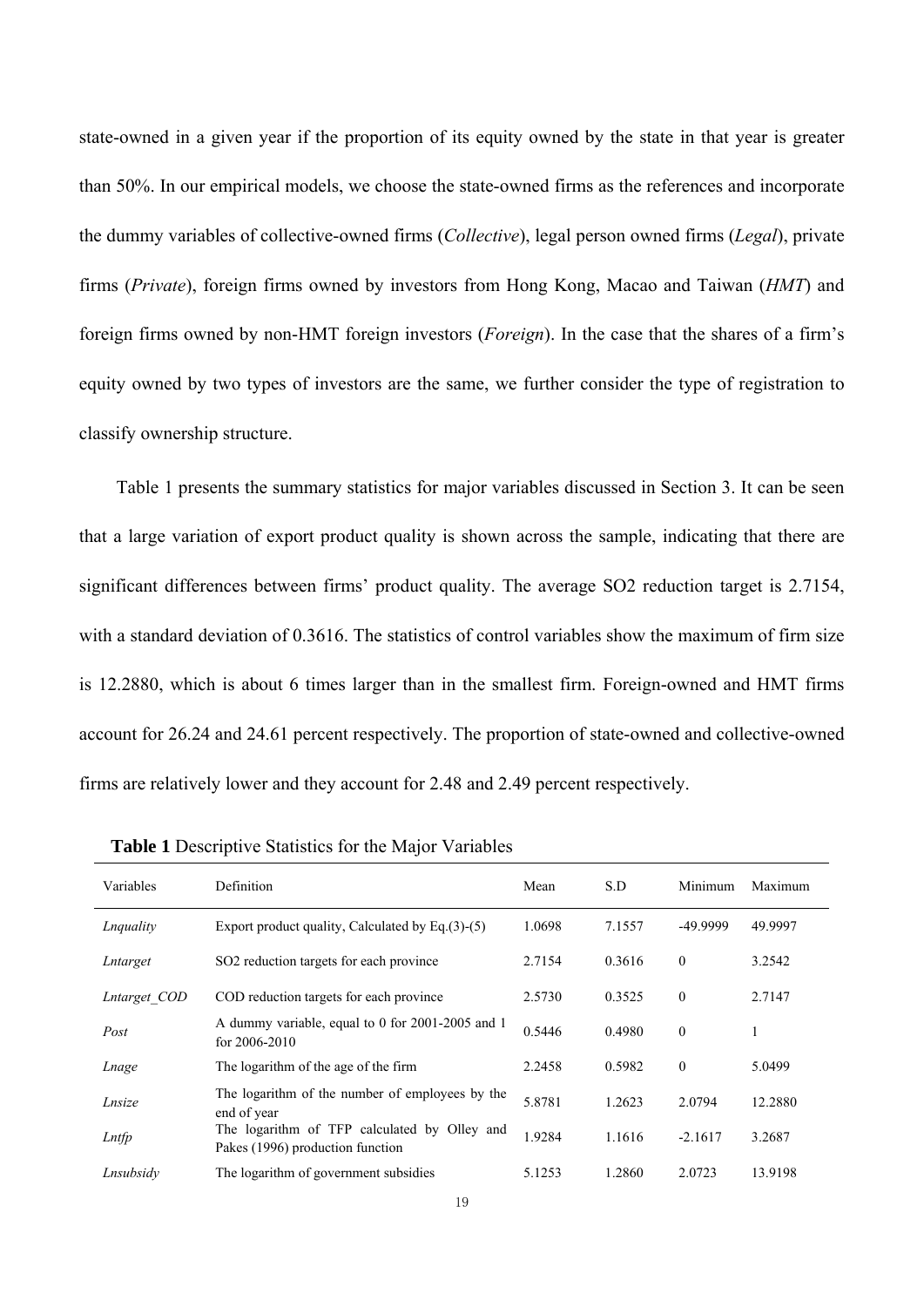state-owned in a given year if the proportion of its equity owned by the state in that year is greater than 50%. In our empirical models, we choose the state-owned firms as the references and incorporate the dummy variables of collective-owned firms (*Collective*), legal person owned firms (*Legal*), private firms (*Private*), foreign firms owned by investors from Hong Kong, Macao and Taiwan (*HMT*) and foreign firms owned by non-HMT foreign investors (*Foreign*). In the case that the shares of a firm's equity owned by two types of investors are the same, we further consider the type of registration to classify ownership structure.

Table 1 presents the summary statistics for major variables discussed in Section 3. It can be seen that a large variation of export product quality is shown across the sample, indicating that there are significant differences between firms' product quality. The average SO2 reduction target is 2.7154, with a standard deviation of 0.3616. The statistics of control variables show the maximum of firm size is 12.2880, which is about 6 times larger than in the smallest firm. Foreign-owned and HMT firms account for 26.24 and 24.61 percent respectively. The proportion of state-owned and collective-owned firms are relatively lower and they account for 2.48 and 2.49 percent respectively.

**Table 1** Descriptive Statistics for the Major Variables

| Variables | Definition | Mean | S.D | Minimum | Maximum |
|---|---|---|---|---|---|
| *Lnquality* | Export product quality, Calculated by Eq.(3)-(5) | 1.0698 | 7.1557 | -49.9999 | 49.9997 |
| *Lntarget* | SO2 reduction targets for each province | 2.7154 | 0.3616 | 0 | 3.2542 |
| *Lntarget_COD* | COD reduction targets for each province | 2.5730 | 0.3525 | 0 | 2.7147 |
| *Post* | A dummy variable, equal to 0 for 2001-2005 and 1 for 2006-2010 | 0.5446 | 0.4980 | 0 | 1 |
| *Lnage* | The logarithm of the age of the firm | 2.2458 | 0.5982 | 0 | 5.0499 |
| *Lnsize* | The logarithm of the number of employees by the end of year | 5.8781 | 1.2623 | 2.0794 | 12.2880 |
| *Lntfp* | The logarithm of TFP calculated by Olley and Pakes (1996) production function | 1.9284 | 1.1616 | -2.1617 | 3.2687 |
| *Lnsubsidy* | The logarithm of government subsidies | 5.1253 | 1.2860 | 2.0723 | 13.9198 |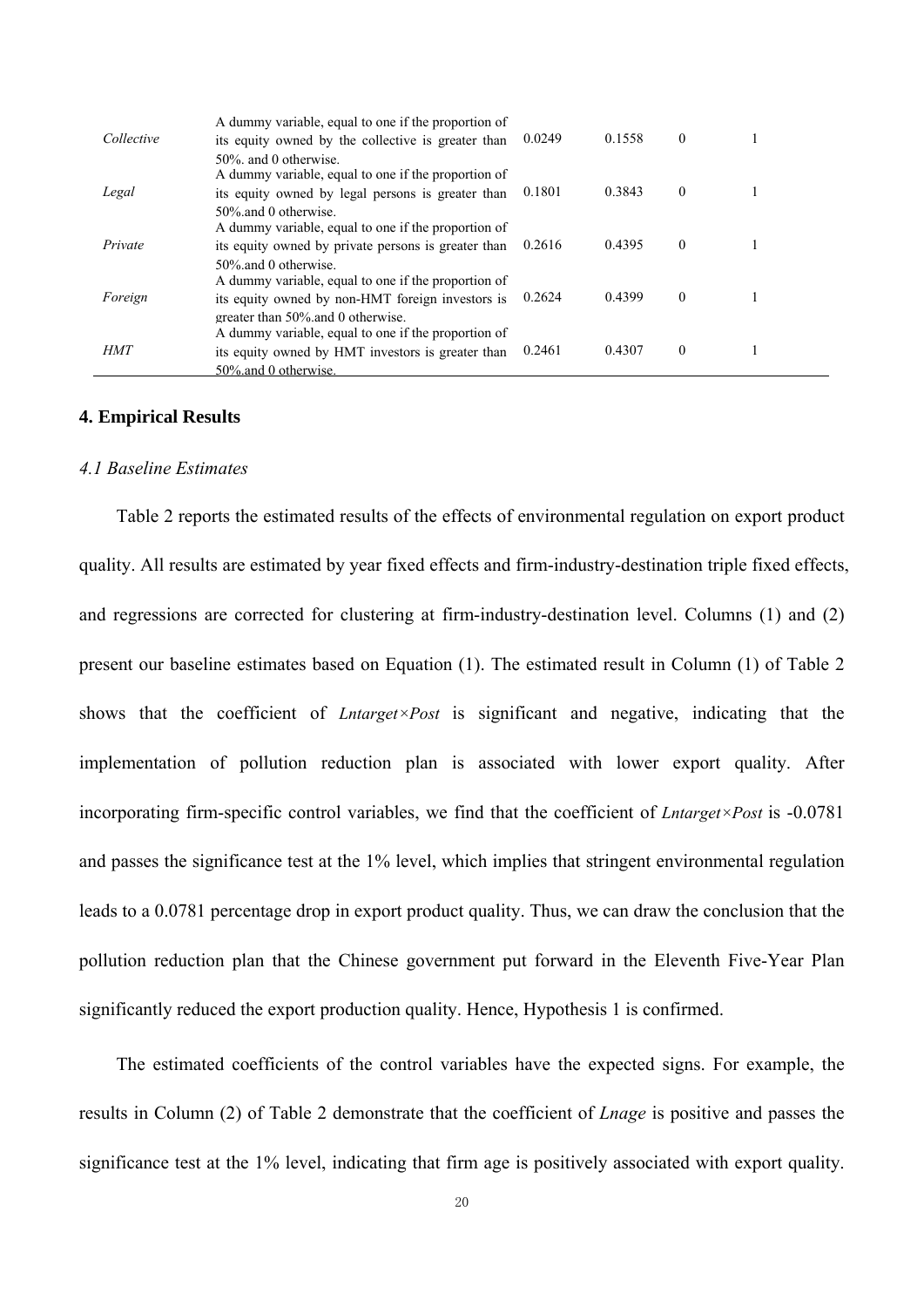| | | | | | |
|---|---|---|---|---|---|
| *Collective* | A dummy variable, equal to one if the proportion of its equity owned by the collective is greater than 50%. and 0 otherwise. | 0.0249 | 0.1558 | 0 | 1 |
| *Legal* | A dummy variable, equal to one if the proportion of its equity owned by legal persons is greater than 50%.and 0 otherwise. | 0.1801 | 0.3843 | 0 | 1 |
| *Private* | A dummy variable, equal to one if the proportion of its equity owned by private persons is greater than 50%.and 0 otherwise. | 0.2616 | 0.4395 | 0 | 1 |
| *Foreign* | A dummy variable, equal to one if the proportion of its equity owned by non-HMT foreign investors is greater than 50%.and 0 otherwise. | 0.2624 | 0.4399 | 0 | 1 |
| *HMT* | A dummy variable, equal to one if the proportion of its equity owned by HMT investors is greater than 50%.and 0 otherwise. | 0.2461 | 0.4307 | 0 | 1 |

## 4. Empirical Results

### *4.1 Baseline Estimates*

Table 2 reports the estimated results of the effects of environmental regulation on export product quality. All results are estimated by year fixed effects and firm-industry-destination triple fixed effects, and regressions are corrected for clustering at firm-industry-destination level. Columns (1) and (2) present our baseline estimates based on Equation (1). The estimated result in Column (1) of Table 2 shows that the coefficient of *Lntarget×Post* is significant and negative, indicating that the implementation of pollution reduction plan is associated with lower export quality. After incorporating firm-specific control variables, we find that the coefficient of *Lntarget×Post* is -0.0781 and passes the significance test at the 1% level, which implies that stringent environmental regulation leads to a 0.0781 percentage drop in export product quality. Thus, we can draw the conclusion that the pollution reduction plan that the Chinese government put forward in the Eleventh Five-Year Plan significantly reduced the export production quality. Hence, Hypothesis 1 is confirmed.

The estimated coefficients of the control variables have the expected signs. For example, the results in Column (2) of Table 2 demonstrate that the coefficient of *Lnage* is positive and passes the significance test at the 1% level, indicating that firm age is positively associated with export quality.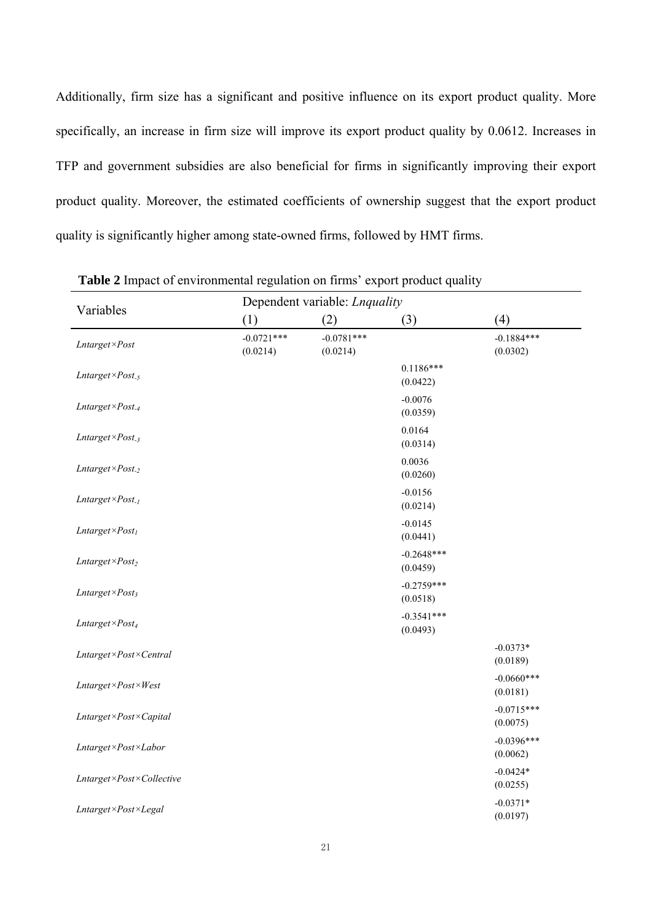Additionally, firm size has a significant and positive influence on its export product quality. More specifically, an increase in firm size will improve its export product quality by 0.0612. Increases in TFP and government subsidies are also beneficial for firms in significantly improving their export product quality. Moreover, the estimated coefficients of ownership suggest that the export product quality is significantly higher among state-owned firms, followed by HMT firms.

**Table 2** Impact of environmental regulation on firms' export product quality

| Variables | Dependent variable: *Lnquality* | | | |
|---|---|---|---|---|
| | (1) | (2) | (3) | (4) |
| *Lntarget×Post* | -0.0721*** (0.0214) | -0.0781*** (0.0214) | | -0.1884*** (0.0302) |
| $Lntarget \times Post_{-5}$ | | | 0.1186*** (0.0422) | |
| $Lntarget \times Post_{-4}$ | | | -0.0076 (0.0359) | |
| $Lntarget \times Post_{-3}$ | | | 0.0164 (0.0314) | |
| $Lntarget \times Post_{-2}$ | | | 0.0036 (0.0260) | |
| $Lntarget \times Post_{-1}$ | | | -0.0156 (0.0214) | |
| $Lntarget \times Post_{1}$ | | | -0.0145 (0.0441) | |
| $Lntarget \times Post_{2}$ | | | -0.2648*** (0.0459) | |
| $Lntarget \times Post_{3}$ | | | -0.2759*** (0.0518) | |
| $Lntarget \times Post_{4}$ | | | -0.3541*** (0.0493) | |
| *Lntarget×Post×Central* | | | | -0.0373* (0.0189) |
| *Lntarget×Post×West* | | | | -0.0660*** (0.0181) |
| *Lntarget×Post×Capital* | | | | -0.0715*** (0.0075) |
| *Lntarget×Post×Labor* | | | | -0.0396*** (0.0062) |
| *Lntarget×Post×Collective* | | | | -0.0424* (0.0255) |
| *Lntarget×Post×Legal* | | | | -0.0371* (0.0197) |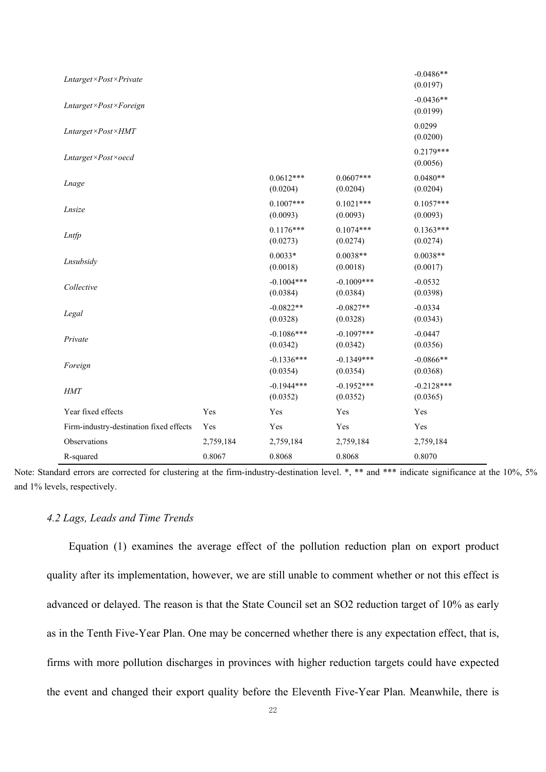| | | | | |
|---|---|---|---|---|
| *Lntarget×Post×Private* | | | | -0.0486** |
| | | | | (0.0197) |
| *Lntarget×Post×Foreign* | | | | -0.0436** |
| | | | | (0.0199) |
| *Lntarget×Post×HMT* | | | | 0.0299 |
| | | | | (0.0200) |
| *Lntarget×Post×oecd* | | | | 0.2179*** |
| | | | | (0.0056) |
| *Lnage* | | 0.0612*** | 0.0607*** | 0.0480** |
| | | (0.0204) | (0.0204) | (0.0204) |
| *Lnsize* | | 0.1007*** | 0.1021*** | 0.1057*** |
| | | (0.0093) | (0.0093) | (0.0093) |
| *Lntfp* | | 0.1176*** | 0.1074*** | 0.1363*** |
| | | (0.0273) | (0.0274) | (0.0274) |
| *Lnsubsidy* | | 0.0033* | 0.0038** | 0.0038** |
| | | (0.0018) | (0.0018) | (0.0017) |
| *Collective* | | -0.1004*** | -0.1009*** | -0.0532 |
| | | (0.0384) | (0.0384) | (0.0398) |
| *Legal* | | -0.0822** | -0.0827** | -0.0334 |
| | | (0.0328) | (0.0328) | (0.0343) |
| *Private* | | -0.1086*** | -0.1097*** | -0.0447 |
| | | (0.0342) | (0.0342) | (0.0356) |
| *Foreign* | | -0.1336*** | -0.1349*** | -0.0866** |
| | | (0.0354) | (0.0354) | (0.0368) |
| *HMT* | | -0.1944*** | -0.1952*** | -0.2128*** |
| | | (0.0352) | (0.0352) | (0.0365) |
| Year fixed effects | Yes | Yes | Yes | Yes |
| Firm-industry-destination fixed effects | Yes | Yes | Yes | Yes |
| Observations | 2,759,184 | 2,759,184 | 2,759,184 | 2,759,184 |
| R-squared | 0.8067 | 0.8068 | 0.8068 | 0.8070 |

Note: Standard errors are corrected for clustering at the firm-industry-destination level. *, ** and *** indicate significance at the 10%, 5% and 1% levels, respectively.

### *4.2 Lags, Leads and Time Trends*

Equation (1) examines the average effect of the pollution reduction plan on export product quality after its implementation, however, we are still unable to comment whether or not this effect is advanced or delayed. The reason is that the State Council set an $SO_2$ reduction target of 10% as early as in the Tenth Five-Year Plan. One may be concerned whether there is any expectation effect, that is, firms with more pollution discharges in provinces with higher reduction targets could have expected the event and changed their export quality before the Eleventh Five-Year Plan. Meanwhile, there is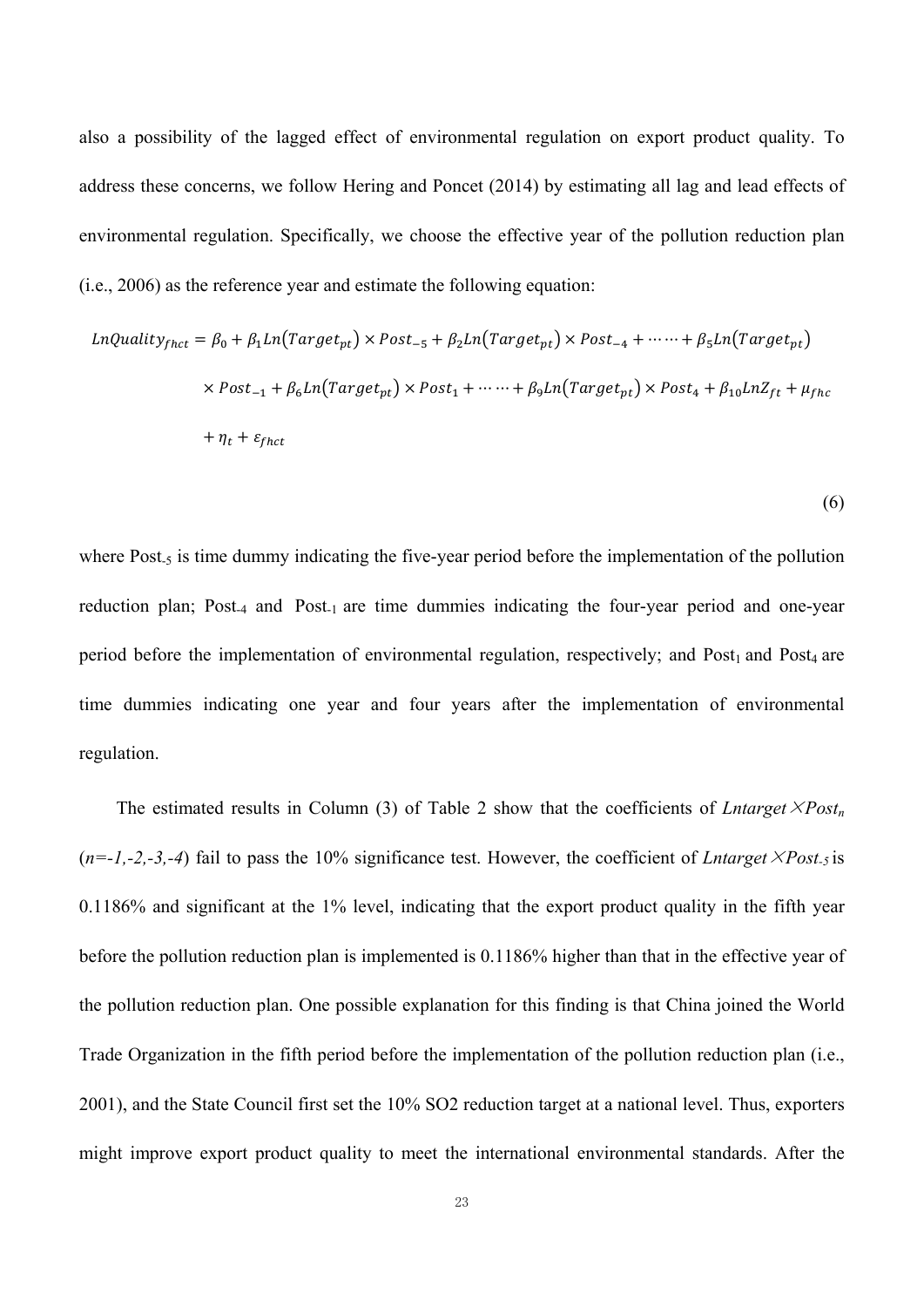also a possibility of the lagged effect of environmental regulation on export product quality. To address these concerns, we follow Hering and Poncet (2014) by estimating all lag and lead effects of environmental regulation. Specifically, we choose the effective year of the pollution reduction plan (i.e., 2006) as the reference year and estimate the following equation:

$$
\begin{aligned}
LnQuality_{fhct} = {} & \beta_0 + \beta_1 Ln(Target_{pt}) \times Post_{-5} + \beta_2 Ln(Target_{pt}) \times Post_{-4} + \cdots\cdots + \beta_5 Ln(Target_{pt}) \\
& \times Post_{-1} + \beta_6 Ln(Target_{pt}) \times Post_{1} + \cdots\cdots + \beta_9 Ln(Target_{pt}) \times Post_{4} + \beta_{10} LnZ_{ft} + \mu_{fhc} \\
& + \eta_t + \varepsilon_{fhct}
\end{aligned}
\tag{6}
$$

where $Post_{-5}$ is time dummy indicating the five-year period before the implementation of the pollution reduction plan; $Post_{-4}$ and $Post_{-1}$ are time dummies indicating the four-year period and one-year period before the implementation of environmental regulation, respectively; and $Post_1$ and $Post_4$ are time dummies indicating one year and four years after the implementation of environmental regulation.

The estimated results in Column (3) of Table 2 show that the coefficients of $Lntarget \times Post_n$ ($n=-1,-2,-3,-4$) fail to pass the 10% significance test. However, the coefficient of $Lntarget \times Post_{-5}$ is 0.1186% and significant at the 1% level, indicating that the export product quality in the fifth year before the pollution reduction plan is implemented is 0.1186% higher than that in the effective year of the pollution reduction plan. One possible explanation for this finding is that China joined the World Trade Organization in the fifth period before the implementation of the pollution reduction plan (i.e., 2001), and the State Council first set the 10% SO2 reduction target at a national level. Thus, exporters might improve export product quality to meet the international environmental standards. After the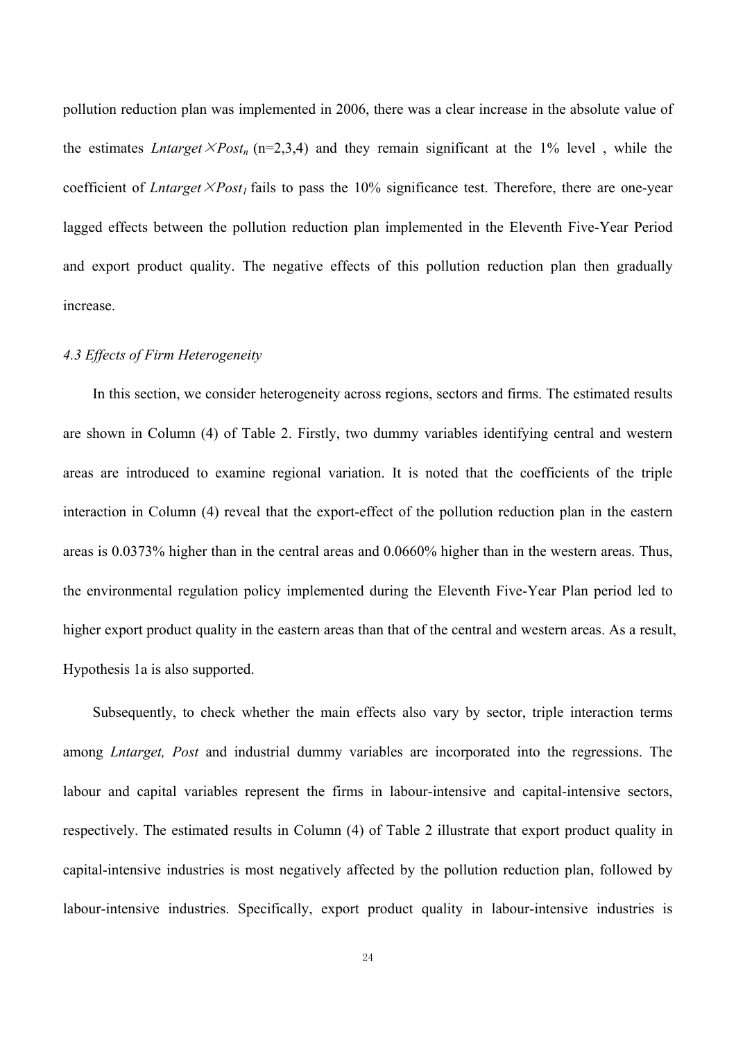pollution reduction plan was implemented in 2006, there was a clear increase in the absolute value of the estimates $Lntarget \times Post_n$ (n=2,3,4) and they remain significant at the 1% level , while the coefficient of $Lntarget \times Post_1$ fails to pass the 10% significance test. Therefore, there are one-year lagged effects between the pollution reduction plan implemented in the Eleventh Five-Year Period and export product quality. The negative effects of this pollution reduction plan then gradually increase.

*4.3 Effects of Firm Heterogeneity*

In this section, we consider heterogeneity across regions, sectors and firms. The estimated results are shown in Column (4) of Table 2. Firstly, two dummy variables identifying central and western areas are introduced to examine regional variation. It is noted that the coefficients of the triple interaction in Column (4) reveal that the export-effect of the pollution reduction plan in the eastern areas is 0.0373% higher than in the central areas and 0.0660% higher than in the western areas. Thus, the environmental regulation policy implemented during the Eleventh Five-Year Plan period led to higher export product quality in the eastern areas than that of the central and western areas. As a result, Hypothesis 1a is also supported.

Subsequently, to check whether the main effects also vary by sector, triple interaction terms among *Lntarget, Post* and industrial dummy variables are incorporated into the regressions. The labour and capital variables represent the firms in labour-intensive and capital-intensive sectors, respectively. The estimated results in Column (4) of Table 2 illustrate that export product quality in capital-intensive industries is most negatively affected by the pollution reduction plan, followed by labour-intensive industries. Specifically, export product quality in labour-intensive industries is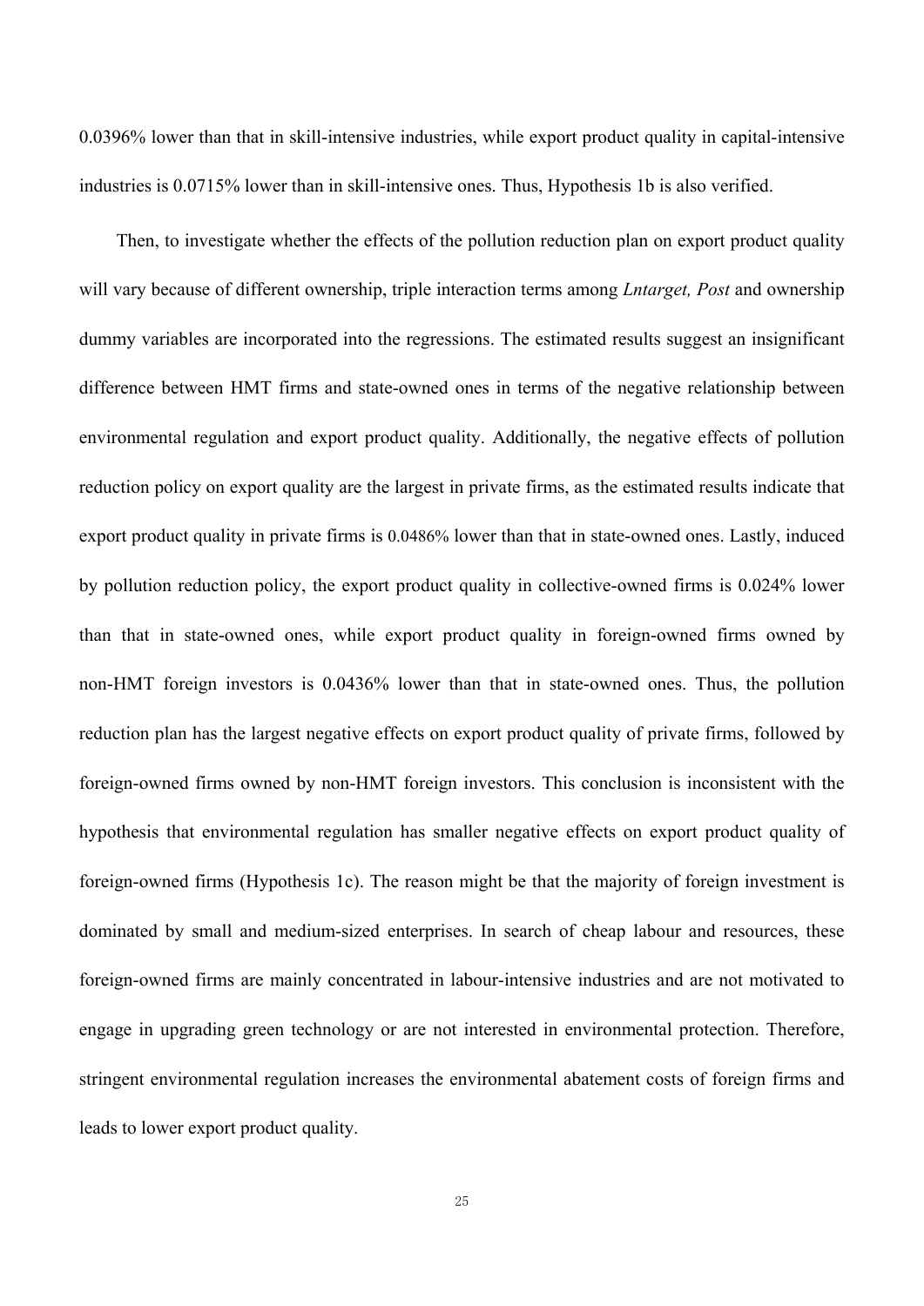0.0396% lower than that in skill-intensive industries, while export product quality in capital-intensive industries is 0.0715% lower than in skill-intensive ones. Thus, Hypothesis 1b is also verified.

Then, to investigate whether the effects of the pollution reduction plan on export product quality will vary because of different ownership, triple interaction terms among *Lntarget, Post* and ownership dummy variables are incorporated into the regressions. The estimated results suggest an insignificant difference between HMT firms and state-owned ones in terms of the negative relationship between environmental regulation and export product quality. Additionally, the negative effects of pollution reduction policy on export quality are the largest in private firms, as the estimated results indicate that export product quality in private firms is 0.0486% lower than that in state-owned ones. Lastly, induced by pollution reduction policy, the export product quality in collective-owned firms is 0.024% lower than that in state-owned ones, while export product quality in foreign-owned firms owned by non-HMT foreign investors is 0.0436% lower than that in state-owned ones. Thus, the pollution reduction plan has the largest negative effects on export product quality of private firms, followed by foreign-owned firms owned by non-HMT foreign investors. This conclusion is inconsistent with the hypothesis that environmental regulation has smaller negative effects on export product quality of foreign-owned firms (Hypothesis 1c). The reason might be that the majority of foreign investment is dominated by small and medium-sized enterprises. In search of cheap labour and resources, these foreign-owned firms are mainly concentrated in labour-intensive industries and are not motivated to engage in upgrading green technology or are not interested in environmental protection. Therefore, stringent environmental regulation increases the environmental abatement costs of foreign firms and leads to lower export product quality.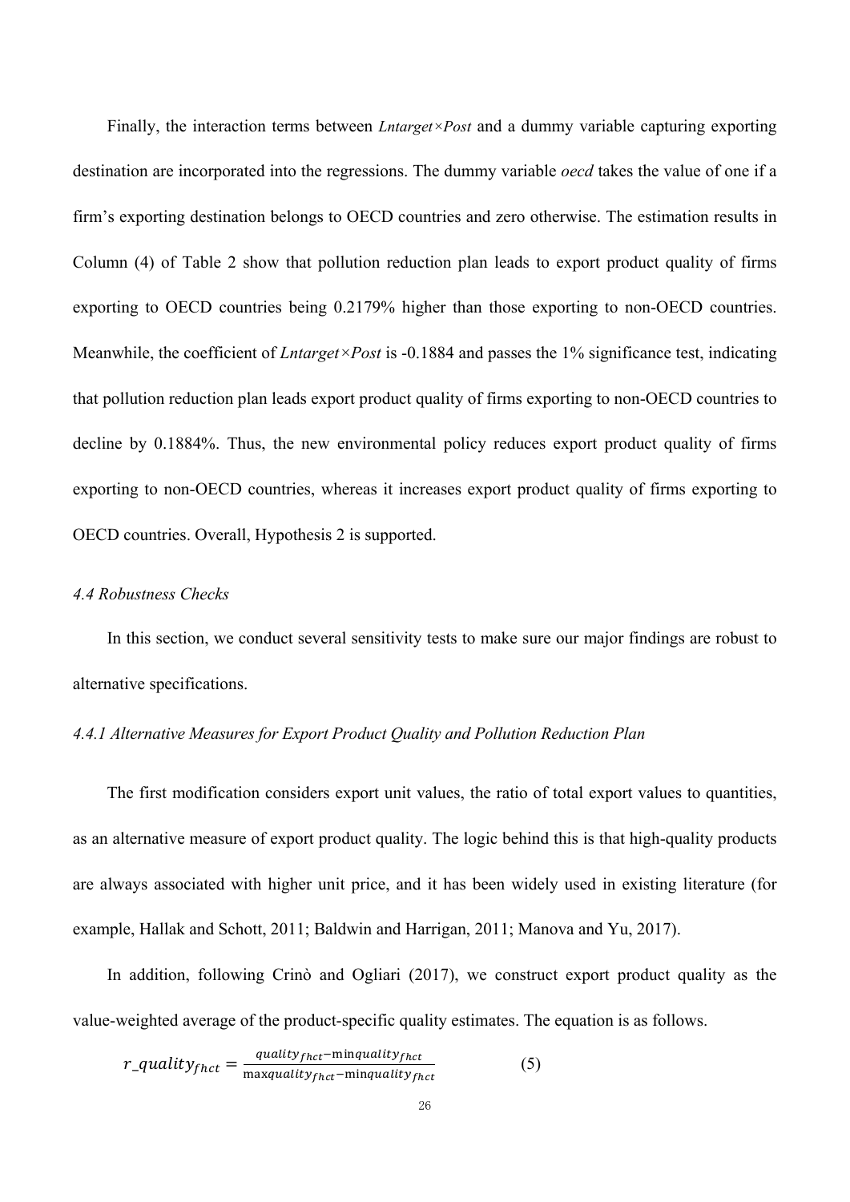Finally, the interaction terms between *Lntarget×Post* and a dummy variable capturing exporting destination are incorporated into the regressions. The dummy variable *oecd* takes the value of one if a firm's exporting destination belongs to OECD countries and zero otherwise. The estimation results in Column (4) of Table 2 show that pollution reduction plan leads to export product quality of firms exporting to OECD countries being 0.2179% higher than those exporting to non-OECD countries. Meanwhile, the coefficient of *Lntarget×Post* is -0.1884 and passes the 1% significance test, indicating that pollution reduction plan leads export product quality of firms exporting to non-OECD countries to decline by 0.1884%. Thus, the new environmental policy reduces export product quality of firms exporting to non-OECD countries, whereas it increases export product quality of firms exporting to OECD countries. Overall, Hypothesis 2 is supported.

### *4.4 Robustness Checks*

In this section, we conduct several sensitivity tests to make sure our major findings are robust to alternative specifications.

#### *4.4.1 Alternative Measures for Export Product Quality and Pollution Reduction Plan*

The first modification considers export unit values, the ratio of total export values to quantities, as an alternative measure of export product quality. The logic behind this is that high-quality products are always associated with higher unit price, and it has been widely used in existing literature (for example, Hallak and Schott, 2011; Baldwin and Harrigan, 2011; Manova and Yu, 2017).

In addition, following Crinò and Ogliari (2017), we construct export product quality as the value-weighted average of the product-specific quality estimates. The equation is as follows.

$$r\_quality_{fhct} = \frac{quality_{fhct} - \min quality_{fhct}}{\max quality_{fhct} - \min quality_{fhct}} \qquad (5)$$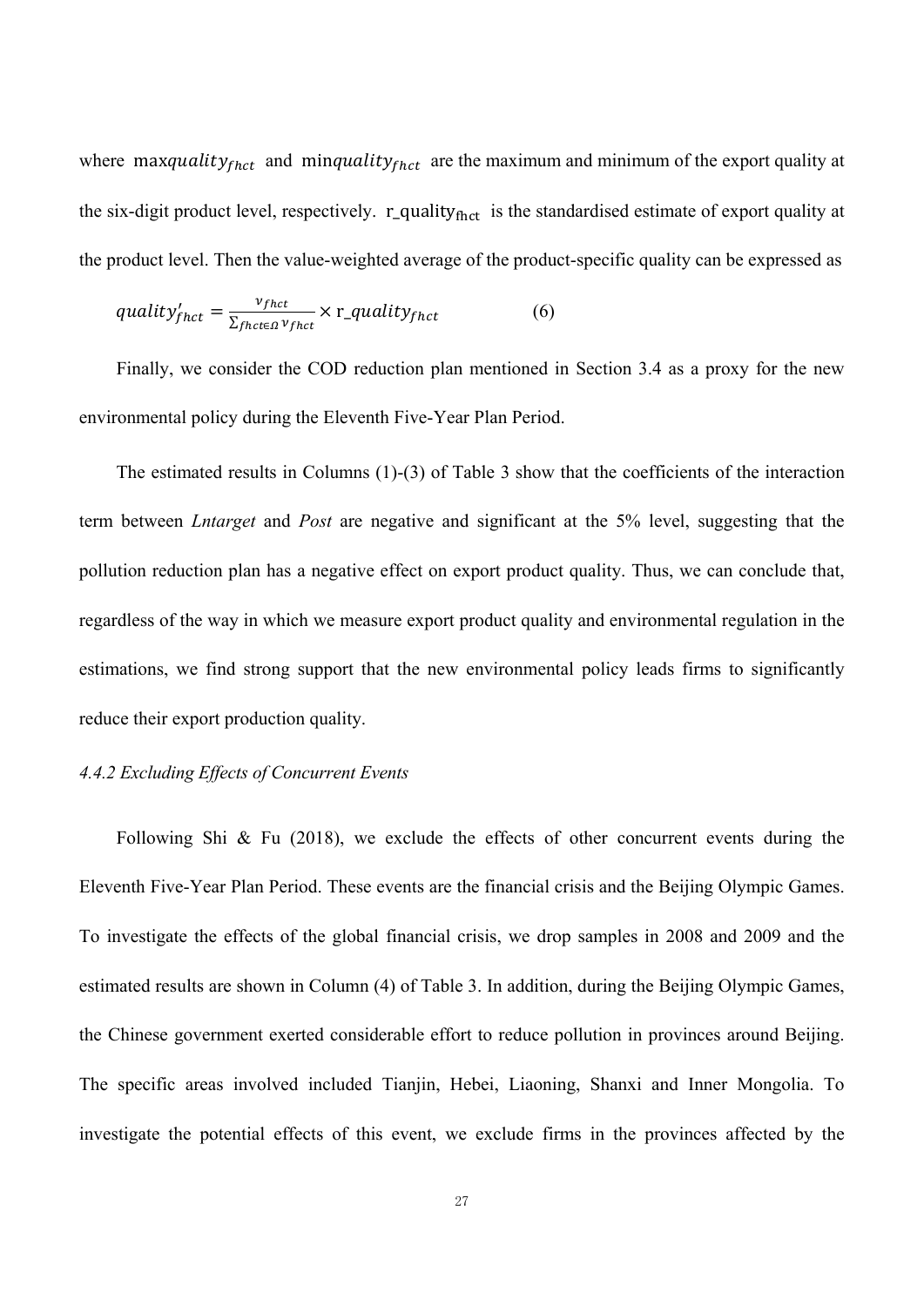where $\max quality_{fhct}$ and $\min quality_{fhct}$ are the maximum and minimum of the export quality at the six-digit product level, respectively. $\mathrm{r\_quality_{fhct}}$ is the standardised estimate of export quality at the product level. Then the value-weighted average of the product-specific quality can be expressed as

$$quality'_{fhct} = \frac{v_{fhct}}{\sum_{fhct \in \Omega} v_{fhct}} \times \mathrm{r\_}quality_{fhct} \qquad (6)$$

Finally, we consider the COD reduction plan mentioned in Section 3.4 as a proxy for the new environmental policy during the Eleventh Five-Year Plan Period.

The estimated results in Columns (1)-(3) of Table 3 show that the coefficients of the interaction term between *Lntarget* and *Post* are negative and significant at the 5% level, suggesting that the pollution reduction plan has a negative effect on export product quality. Thus, we can conclude that, regardless of the way in which we measure export product quality and environmental regulation in the estimations, we find strong support that the new environmental policy leads firms to significantly reduce their export production quality.

*4.4.2 Excluding Effects of Concurrent Events*

Following Shi & Fu (2018), we exclude the effects of other concurrent events during the Eleventh Five-Year Plan Period. These events are the financial crisis and the Beijing Olympic Games. To investigate the effects of the global financial crisis, we drop samples in 2008 and 2009 and the estimated results are shown in Column (4) of Table 3. In addition, during the Beijing Olympic Games, the Chinese government exerted considerable effort to reduce pollution in provinces around Beijing. The specific areas involved included Tianjin, Hebei, Liaoning, Shanxi and Inner Mongolia. To investigate the potential effects of this event, we exclude firms in the provinces affected by the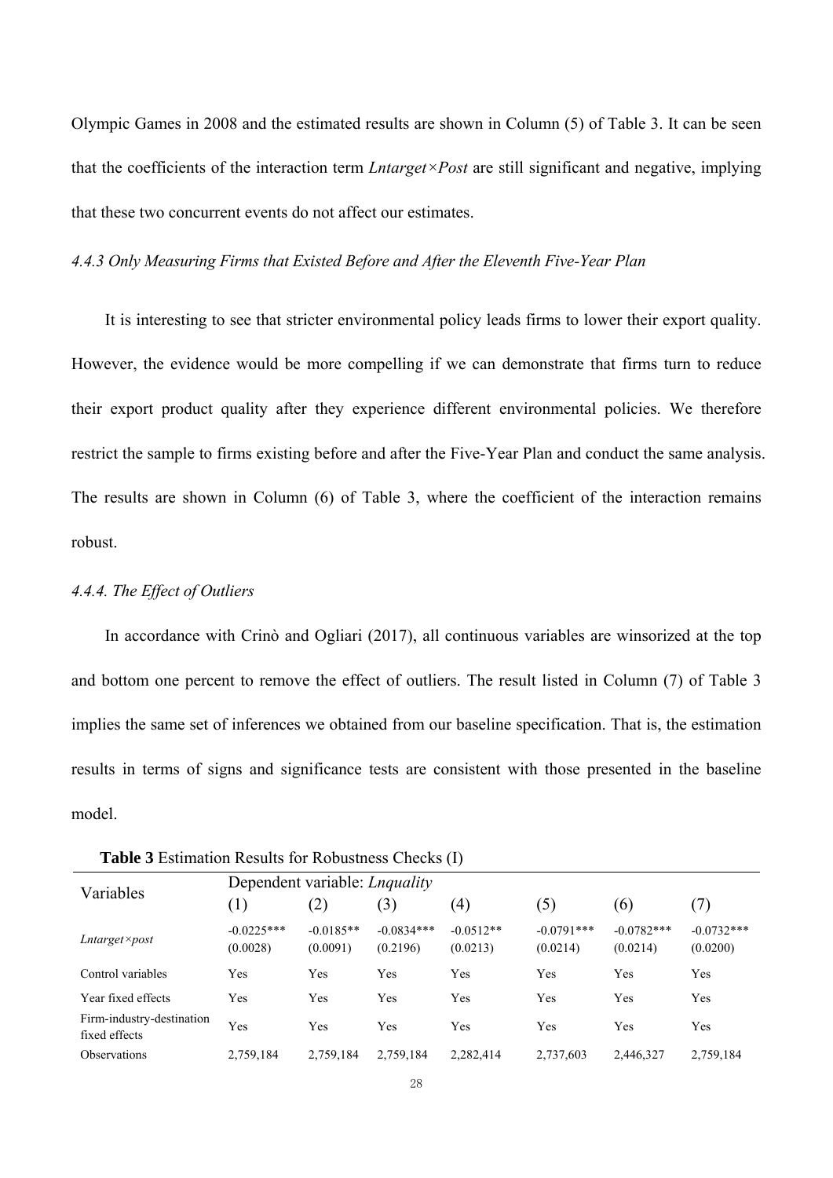Olympic Games in 2008 and the estimated results are shown in Column (5) of Table 3. It can be seen that the coefficients of the interaction term *Lntarget×Post* are still significant and negative, implying that these two concurrent events do not affect our estimates.

### *4.4.3 Only Measuring Firms that Existed Before and After the Eleventh Five-Year Plan*

It is interesting to see that stricter environmental policy leads firms to lower their export quality. However, the evidence would be more compelling if we can demonstrate that firms turn to reduce their export product quality after they experience different environmental policies. We therefore restrict the sample to firms existing before and after the Five-Year Plan and conduct the same analysis. The results are shown in Column (6) of Table 3, where the coefficient of the interaction remains robust.

### *4.4.4. The Effect of Outliers*

In accordance with Crinò and Ogliari (2017), all continuous variables are winsorized at the top and bottom one percent to remove the effect of outliers. The result listed in Column (7) of Table 3 implies the same set of inferences we obtained from our baseline specification. That is, the estimation results in terms of signs and significance tests are consistent with those presented in the baseline model.

**Table 3** Estimation Results for Robustness Checks (I)

| Variables | Dependent variable: *Lnquality* | | | | | | |
|---|---|---|---|---|---|---|---|
| | (1) | (2) | (3) | (4) | (5) | (6) | (7) |
| *Lntarget×post* | -0.0225*** (0.0028) | -0.0185** (0.0091) | -0.0834*** (0.2196) | -0.0512** (0.0213) | -0.0791*** (0.0214) | -0.0782*** (0.0214) | -0.0732*** (0.0200) |
| Control variables | Yes | Yes | Yes | Yes | Yes | Yes | Yes |
| Year fixed effects | Yes | Yes | Yes | Yes | Yes | Yes | Yes |
| Firm-industry-destination fixed effects | Yes | Yes | Yes | Yes | Yes | Yes | Yes |
| Observations | 2,759,184 | 2,759,184 | 2,759,184 | 2,282,414 | 2,737,603 | 2,446,327 | 2,759,184 |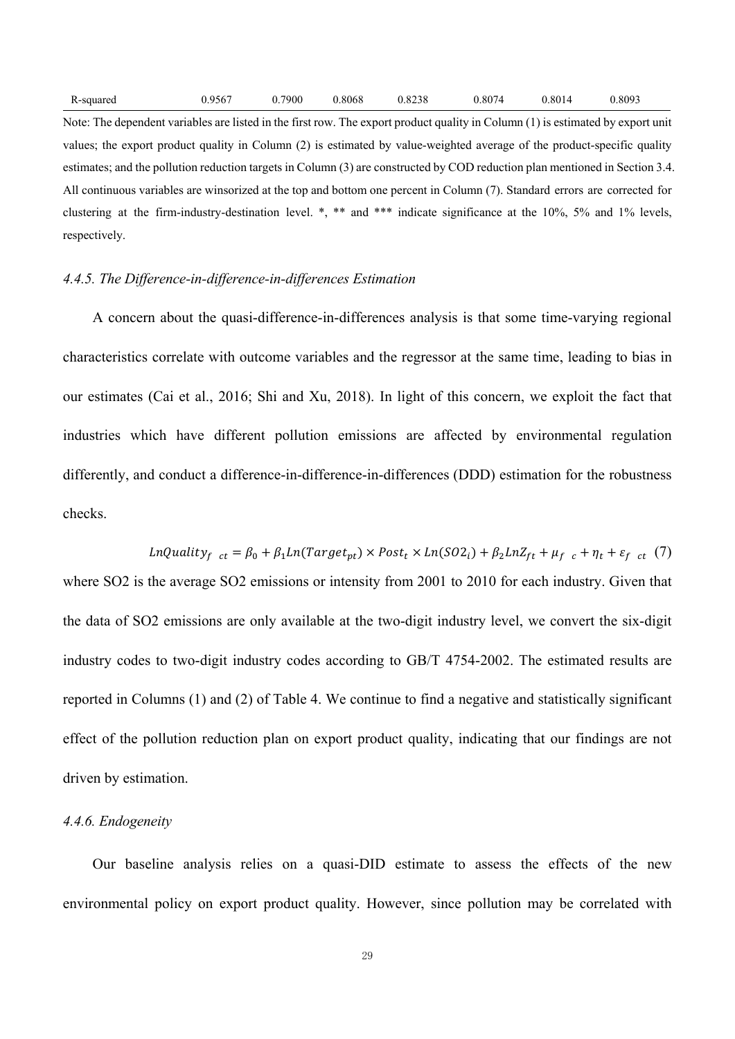| R-squared | 0.9567 | 0.7900 | 0.8068 | 0.8238 | 0.8074 | 0.8014 | 0.8093 |
|---|---|---|---|---|---|---|---|

Note: The dependent variables are listed in the first row. The export product quality in Column (1) is estimated by export unit values; the export product quality in Column (2) is estimated by value-weighted average of the product-specific quality estimates; and the pollution reduction targets in Column (3) are constructed by COD reduction plan mentioned in Section 3.4. All continuous variables are winsorized at the top and bottom one percent in Column (7). Standard errors are corrected for clustering at the firm-industry-destination level. *, ** and *** indicate significance at the 10%, 5% and 1% levels, respectively.

### *4.4.5. The Difference-in-difference-in-differences Estimation*

A concern about the quasi-difference-in-differences analysis is that some time-varying regional characteristics correlate with outcome variables and the regressor at the same time, leading to bias in our estimates (Cai et al., 2016; Shi and Xu, 2018). In light of this concern, we exploit the fact that industries which have different pollution emissions are affected by environmental regulation differently, and conduct a difference-in-difference-in-differences (DDD) estimation for the robustness checks.

$$LnQuality_{f\ \ ct} = \beta_0 + \beta_1 Ln(Target_{pt}) \times Post_t \times Ln(SO2_i) + \beta_2 LnZ_{ft} + \mu_{f\ \ c} + \eta_t + \varepsilon_{f\ \ ct} \quad (7)$$

where SO2 is the average SO2 emissions or intensity from 2001 to 2010 for each industry. Given that the data of SO2 emissions are only available at the two-digit industry level, we convert the six-digit industry codes to two-digit industry codes according to GB/T 4754-2002. The estimated results are reported in Columns (1) and (2) of Table 4. We continue to find a negative and statistically significant effect of the pollution reduction plan on export product quality, indicating that our findings are not driven by estimation.

### *4.4.6. Endogeneity*

Our baseline analysis relies on a quasi-DID estimate to assess the effects of the new environmental policy on export product quality. However, since pollution may be correlated with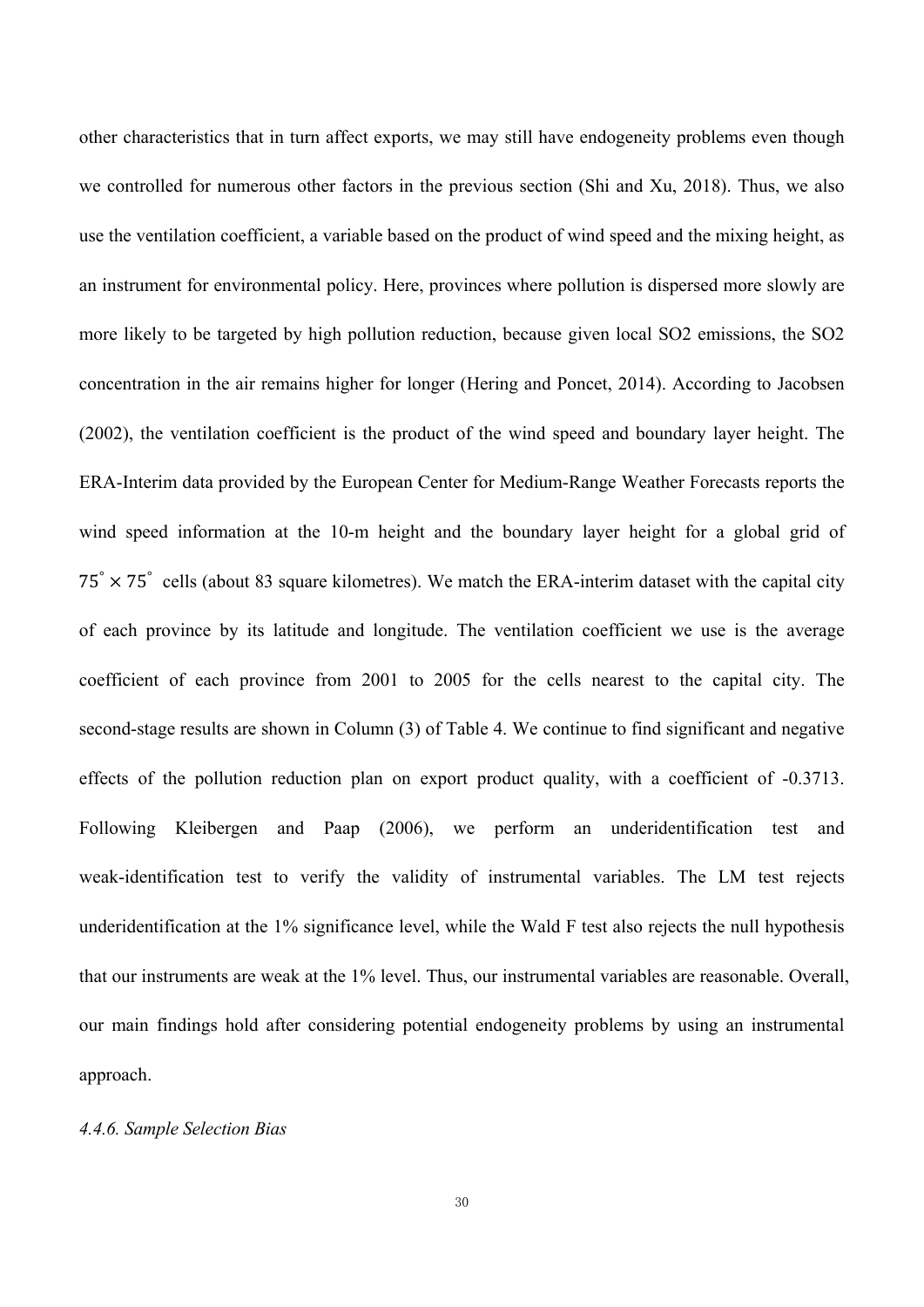other characteristics that in turn affect exports, we may still have endogeneity problems even though we controlled for numerous other factors in the previous section (Shi and Xu, 2018). Thus, we also use the ventilation coefficient, a variable based on the product of wind speed and the mixing height, as an instrument for environmental policy. Here, provinces where pollution is dispersed more slowly are more likely to be targeted by high pollution reduction, because given local SO2 emissions, the SO2 concentration in the air remains higher for longer (Hering and Poncet, 2014). According to Jacobsen (2002), the ventilation coefficient is the product of the wind speed and boundary layer height. The ERA-Interim data provided by the European Center for Medium-Range Weather Forecasts reports the wind speed information at the 10-m height and the boundary layer height for a global grid of $75^{\circ} \times 75^{\circ}$ cells (about 83 square kilometres). We match the ERA-interim dataset with the capital city of each province by its latitude and longitude. The ventilation coefficient we use is the average coefficient of each province from 2001 to 2005 for the cells nearest to the capital city. The second-stage results are shown in Column (3) of Table 4. We continue to find significant and negative effects of the pollution reduction plan on export product quality, with a coefficient of -0.3713. Following Kleibergen and Paap (2006), we perform an underidentification test and weak-identification test to verify the validity of instrumental variables. The LM test rejects underidentification at the 1% significance level, while the Wald F test also rejects the null hypothesis that our instruments are weak at the 1% level. Thus, our instrumental variables are reasonable. Overall, our main findings hold after considering potential endogeneity problems by using an instrumental approach.

#### *4.4.6. Sample Selection Bias*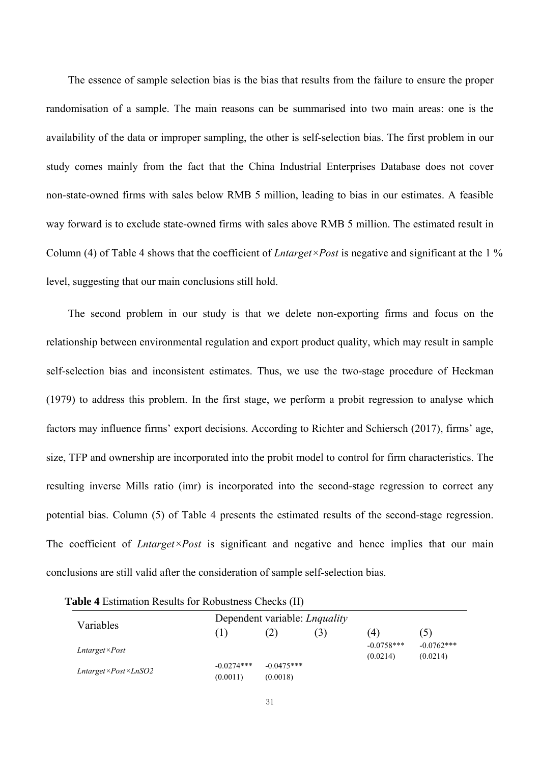The essence of sample selection bias is the bias that results from the failure to ensure the proper randomisation of a sample. The main reasons can be summarised into two main areas: one is the availability of the data or improper sampling, the other is self-selection bias. The first problem in our study comes mainly from the fact that the China Industrial Enterprises Database does not cover non-state-owned firms with sales below RMB 5 million, leading to bias in our estimates. A feasible way forward is to exclude state-owned firms with sales above RMB 5 million. The estimated result in Column (4) of Table 4 shows that the coefficient of *Lntarget×Post* is negative and significant at the 1 % level, suggesting that our main conclusions still hold.

The second problem in our study is that we delete non-exporting firms and focus on the relationship between environmental regulation and export product quality, which may result in sample self-selection bias and inconsistent estimates. Thus, we use the two-stage procedure of Heckman (1979) to address this problem. In the first stage, we perform a probit regression to analyse which factors may influence firms' export decisions. According to Richter and Schiersch (2017), firms' age, size, TFP and ownership are incorporated into the probit model to control for firm characteristics. The resulting inverse Mills ratio (imr) is incorporated into the second-stage regression to correct any potential bias. Column (5) of Table 4 presents the estimated results of the second-stage regression. The coefficient of *Lntarget×Post* is significant and negative and hence implies that our main conclusions are still valid after the consideration of sample self-selection bias.

**Table 4** Estimation Results for Robustness Checks (II)

| Variables | Dependent variable: *Lnquality* | | | | |
|---|---|---|---|---|---|
| | (1) | (2) | (3) | (4) | (5) |
| *Lntarget×Post* | | | | -0.0758*** | -0.0762*** |
| | | | | (0.0214) | (0.0214) |
| *Lntarget×Post×LnSO2* | -0.0274*** | -0.0475*** | | | |
| | (0.0011) | (0.0018) | | | |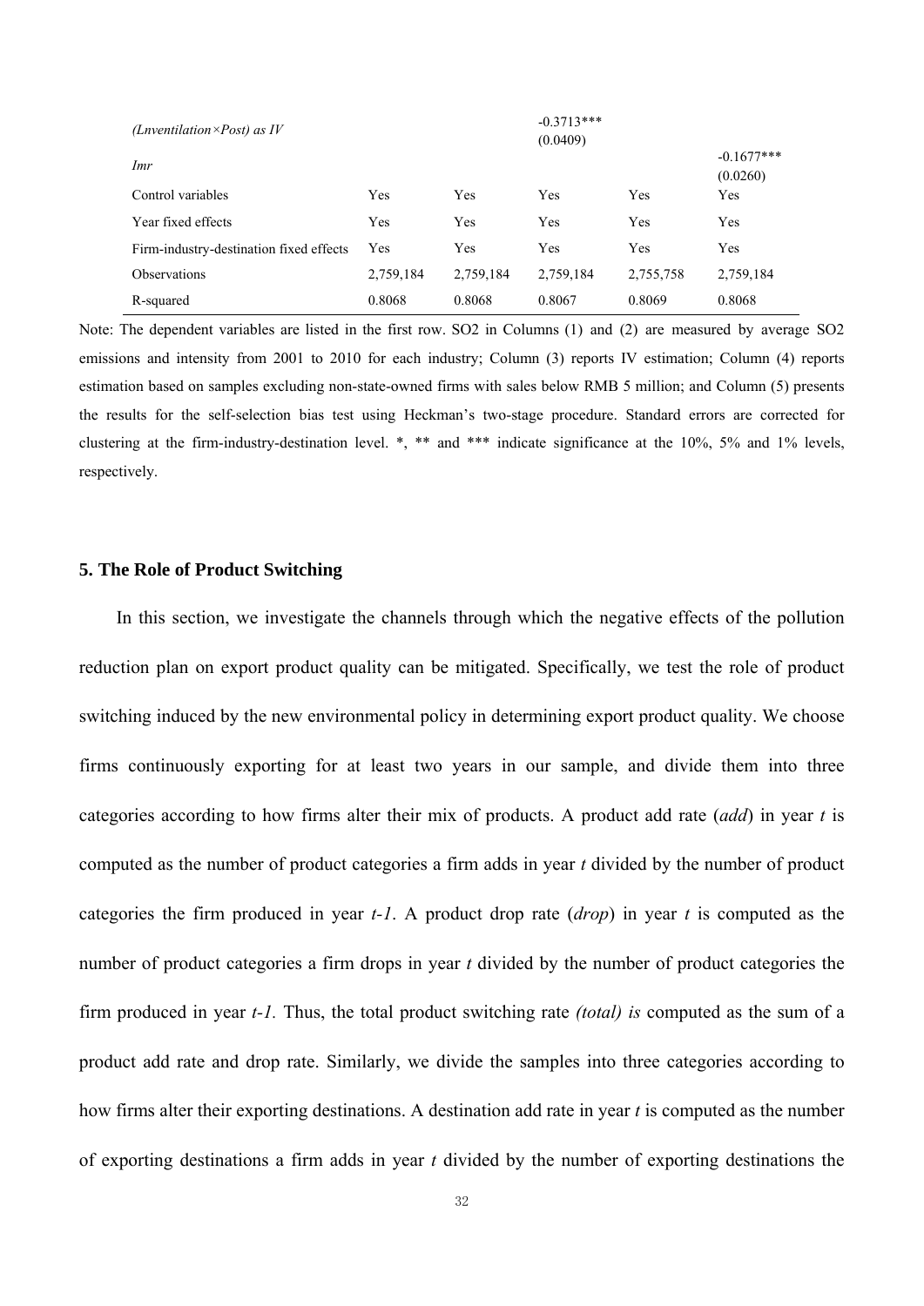| | (1) | (2) | (3) | (4) | (5) |
|---|---|---|---|---|---|
| *(Lnventilation×Post) as IV* | | | -0.3713*** | | |
| | | | (0.0409) | | |
| *Imr* | | | | | -0.1677*** |
| | | | | | (0.0260) |
| Control variables | Yes | Yes | Yes | Yes | Yes |
| Year fixed effects | Yes | Yes | Yes | Yes | Yes |
| Firm-industry-destination fixed effects | Yes | Yes | Yes | Yes | Yes |
| Observations | 2,759,184 | 2,759,184 | 2,759,184 | 2,755,758 | 2,759,184 |
| R-squared | 0.8068 | 0.8068 | 0.8067 | 0.8069 | 0.8068 |

Note: The dependent variables are listed in the first row. SO2 in Columns (1) and (2) are measured by average SO2 emissions and intensity from 2001 to 2010 for each industry; Column (3) reports IV estimation; Column (4) reports estimation based on samples excluding non-state-owned firms with sales below RMB 5 million; and Column (5) presents the results for the self-selection bias test using Heckman's two-stage procedure. Standard errors are corrected for clustering at the firm-industry-destination level. *, ** and *** indicate significance at the 10%, 5% and 1% levels, respectively.

## 5. The Role of Product Switching

In this section, we investigate the channels through which the negative effects of the pollution reduction plan on export product quality can be mitigated. Specifically, we test the role of product switching induced by the new environmental policy in determining export product quality. We choose firms continuously exporting for at least two years in our sample, and divide them into three categories according to how firms alter their mix of products. A product add rate (*add*) in year $t$ is computed as the number of product categories a firm adds in year $t$ divided by the number of product categories the firm produced in year $t-1$. A product drop rate (*drop*) in year $t$ is computed as the number of product categories a firm drops in year $t$ divided by the number of product categories the firm produced in year $t-1$. Thus, the total product switching rate *(total) is* computed as the sum of a product add rate and drop rate. Similarly, we divide the samples into three categories according to how firms alter their exporting destinations. A destination add rate in year $t$ is computed as the number of exporting destinations a firm adds in year $t$ divided by the number of exporting destinations the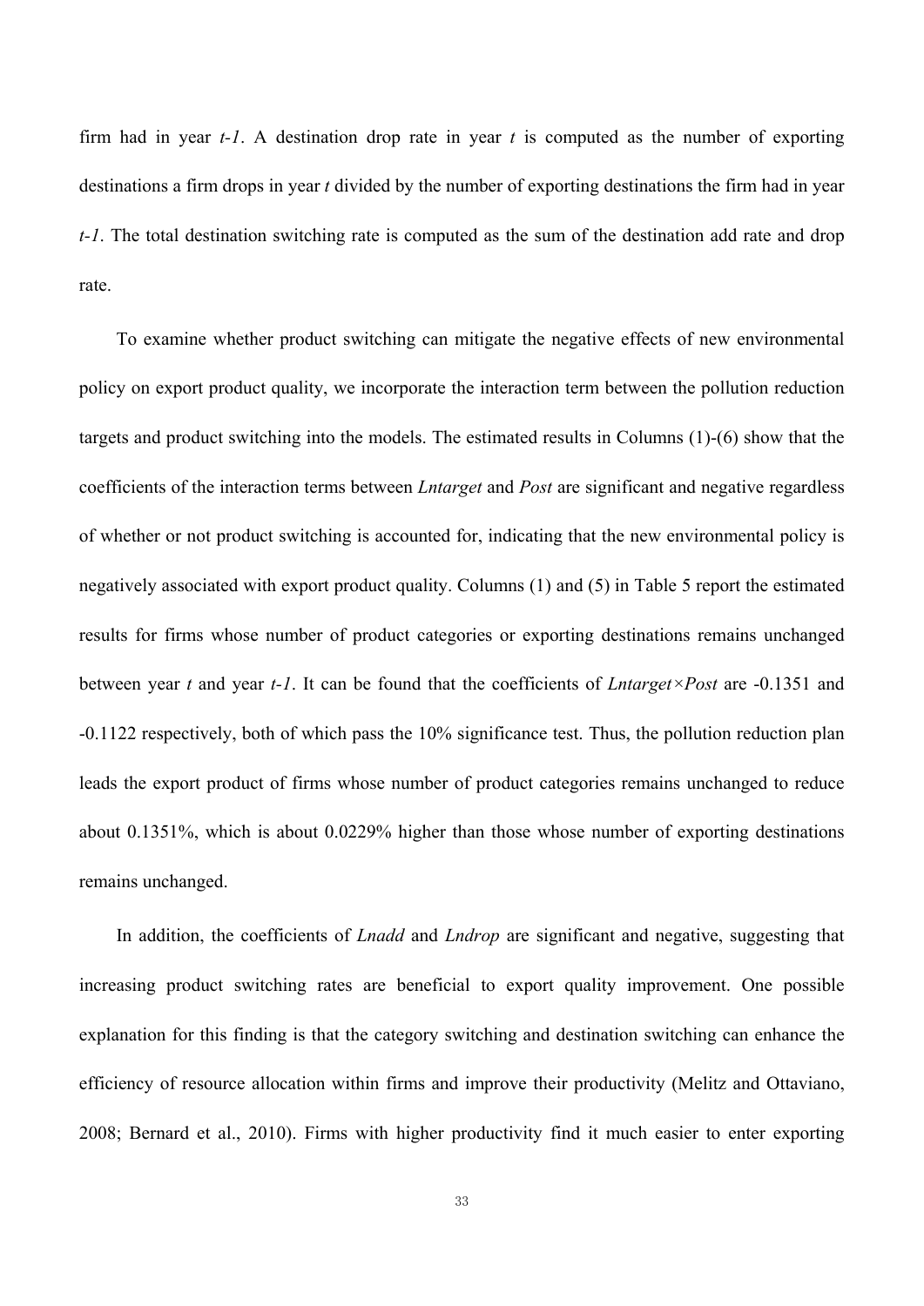firm had in year *t-1*. A destination drop rate in year *t* is computed as the number of exporting destinations a firm drops in year *t* divided by the number of exporting destinations the firm had in year *t-1*. The total destination switching rate is computed as the sum of the destination add rate and drop rate.

To examine whether product switching can mitigate the negative effects of new environmental policy on export product quality, we incorporate the interaction term between the pollution reduction targets and product switching into the models. The estimated results in Columns (1)-(6) show that the coefficients of the interaction terms between *Lntarget* and *Post* are significant and negative regardless of whether or not product switching is accounted for, indicating that the new environmental policy is negatively associated with export product quality. Columns (1) and (5) in Table 5 report the estimated results for firms whose number of product categories or exporting destinations remains unchanged between year *t* and year *t-1*. It can be found that the coefficients of *Lntarget×Post* are -0.1351 and -0.1122 respectively, both of which pass the 10% significance test. Thus, the pollution reduction plan leads the export product of firms whose number of product categories remains unchanged to reduce about 0.1351%, which is about 0.0229% higher than those whose number of exporting destinations remains unchanged.

In addition, the coefficients of *Lnadd* and *Lndrop* are significant and negative, suggesting that increasing product switching rates are beneficial to export quality improvement. One possible explanation for this finding is that the category switching and destination switching can enhance the efficiency of resource allocation within firms and improve their productivity (Melitz and Ottaviano, 2008; Bernard et al., 2010). Firms with higher productivity find it much easier to enter exporting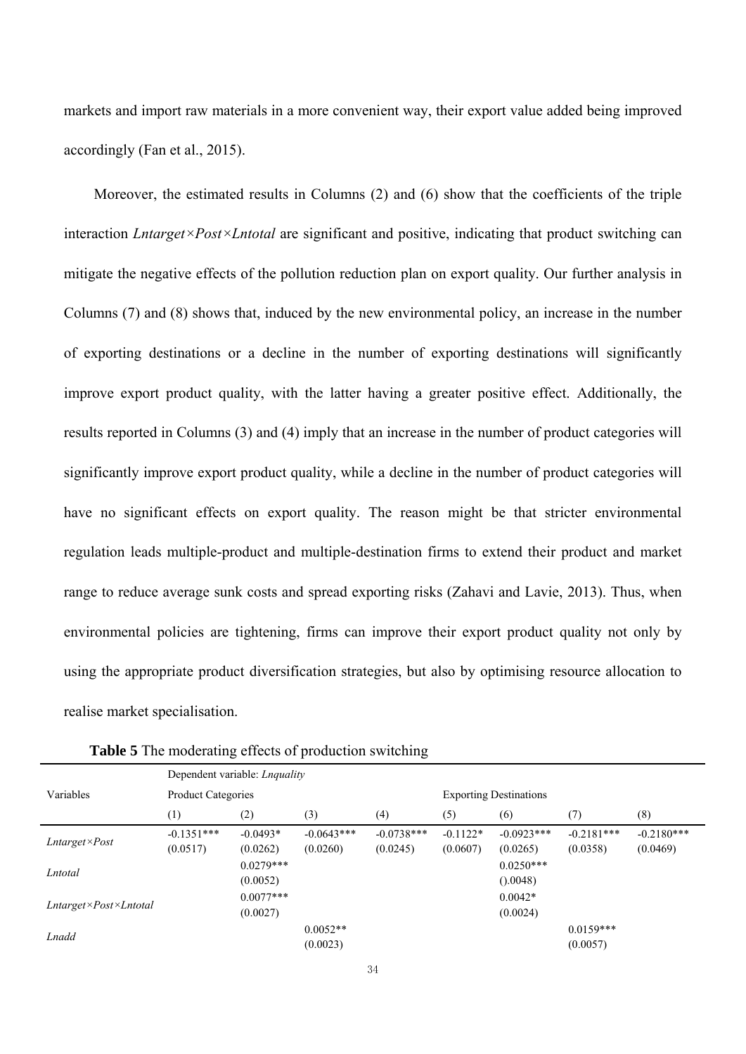markets and import raw materials in a more convenient way, their export value added being improved accordingly (Fan et al., 2015).

Moreover, the estimated results in Columns (2) and (6) show that the coefficients of the triple interaction *Lntarget×Post×Lntotal* are significant and positive, indicating that product switching can mitigate the negative effects of the pollution reduction plan on export quality. Our further analysis in Columns (7) and (8) shows that, induced by the new environmental policy, an increase in the number of exporting destinations or a decline in the number of exporting destinations will significantly improve export product quality, with the latter having a greater positive effect. Additionally, the results reported in Columns (3) and (4) imply that an increase in the number of product categories will significantly improve export product quality, while a decline in the number of product categories will have no significant effects on export quality. The reason might be that stricter environmental regulation leads multiple-product and multiple-destination firms to extend their product and market range to reduce average sunk costs and spread exporting risks (Zahavi and Lavie, 2013). Thus, when environmental policies are tightening, firms can improve their export product quality not only by using the appropriate product diversification strategies, but also by optimising resource allocation to realise market specialisation.

**Table 5** The moderating effects of production switching

| Variables | Dependent variable: *Lnquality* | | | | | | | |
|---|---|---|---|---|---|---|---|---|
| | Product Categories | | | | Exporting Destinations | | | |
| | (1) | (2) | (3) | (4) | (5) | (6) | (7) | (8) |
| *Lntarget×Post* | -0.1351***<br>(0.0517) | -0.0493*<br>(0.0262) | -0.0643***<br>(0.0260) | -0.0738***<br>(0.0245) | -0.1122*<br>(0.0607) | -0.0923***<br>(0.0265) | -0.2181***<br>(0.0358) | -0.2180***<br>(0.0469) |
| *Lntotal* | | 0.0279***<br>(0.0052) | | | | 0.0250***<br>().0048) | | |
| *Lntarget×Post×Lntotal* | | 0.0077***<br>(0.0027) | | | | 0.0042*<br>(0.0024) | | |
| *Lnadd* | | | 0.0052**<br>(0.0023) | | | | 0.0159***<br>(0.0057) | |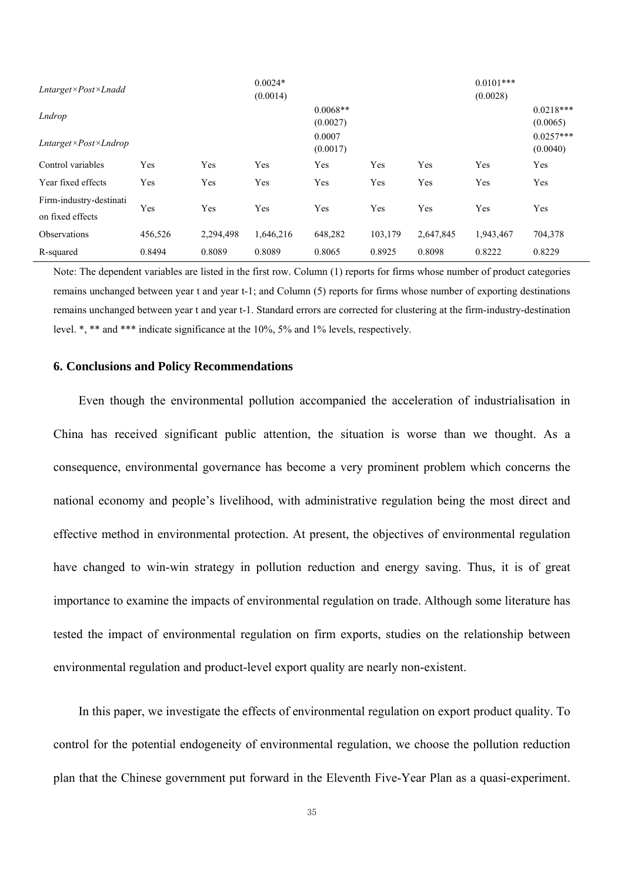| | (1) | (2) | (3) | (4) | (5) | (6) | (7) | (8) |
|---|---|---|---|---|---|---|---|---|
| *Lntarget×Post×Lnadd* | | | 0.0024* (0.0014) | | | | 0.0101*** (0.0028) | |
| *Lndrop* | | | | 0.0068** (0.0027) | | | | 0.0218*** (0.0065) |
| *Lntarget×Post×Lndrop* | | | | 0.0007 (0.0017) | | | | 0.0257*** (0.0040) |
| Control variables | Yes | Yes | Yes | Yes | Yes | Yes | Yes | Yes |
| Year fixed effects | Yes | Yes | Yes | Yes | Yes | Yes | Yes | Yes |
| Firm-industry-destination fixed effects | Yes | Yes | Yes | Yes | Yes | Yes | Yes | Yes |
| Observations | 456,526 | 2,294,498 | 1,646,216 | 648,282 | 103,179 | 2,647,845 | 1,943,467 | 704,378 |
| R-squared | 0.8494 | 0.8089 | 0.8089 | 0.8065 | 0.8925 | 0.8098 | 0.8222 | 0.8229 |

Note: The dependent variables are listed in the first row. Column (1) reports for firms whose number of product categories remains unchanged between year t and year t-1; and Column (5) reports for firms whose number of exporting destinations remains unchanged between year t and year t-1. Standard errors are corrected for clustering at the firm-industry-destination level. *, ** and *** indicate significance at the 10%, 5% and 1% levels, respectively.

## 6. Conclusions and Policy Recommendations

Even though the environmental pollution accompanied the acceleration of industrialisation in China has received significant public attention, the situation is worse than we thought. As a consequence, environmental governance has become a very prominent problem which concerns the national economy and people's livelihood, with administrative regulation being the most direct and effective method in environmental protection. At present, the objectives of environmental regulation have changed to win-win strategy in pollution reduction and energy saving. Thus, it is of great importance to examine the impacts of environmental regulation on trade. Although some literature has tested the impact of environmental regulation on firm exports, studies on the relationship between environmental regulation and product-level export quality are nearly non-existent.

In this paper, we investigate the effects of environmental regulation on export product quality. To control for the potential endogeneity of environmental regulation, we choose the pollution reduction plan that the Chinese government put forward in the Eleventh Five-Year Plan as a quasi-experiment.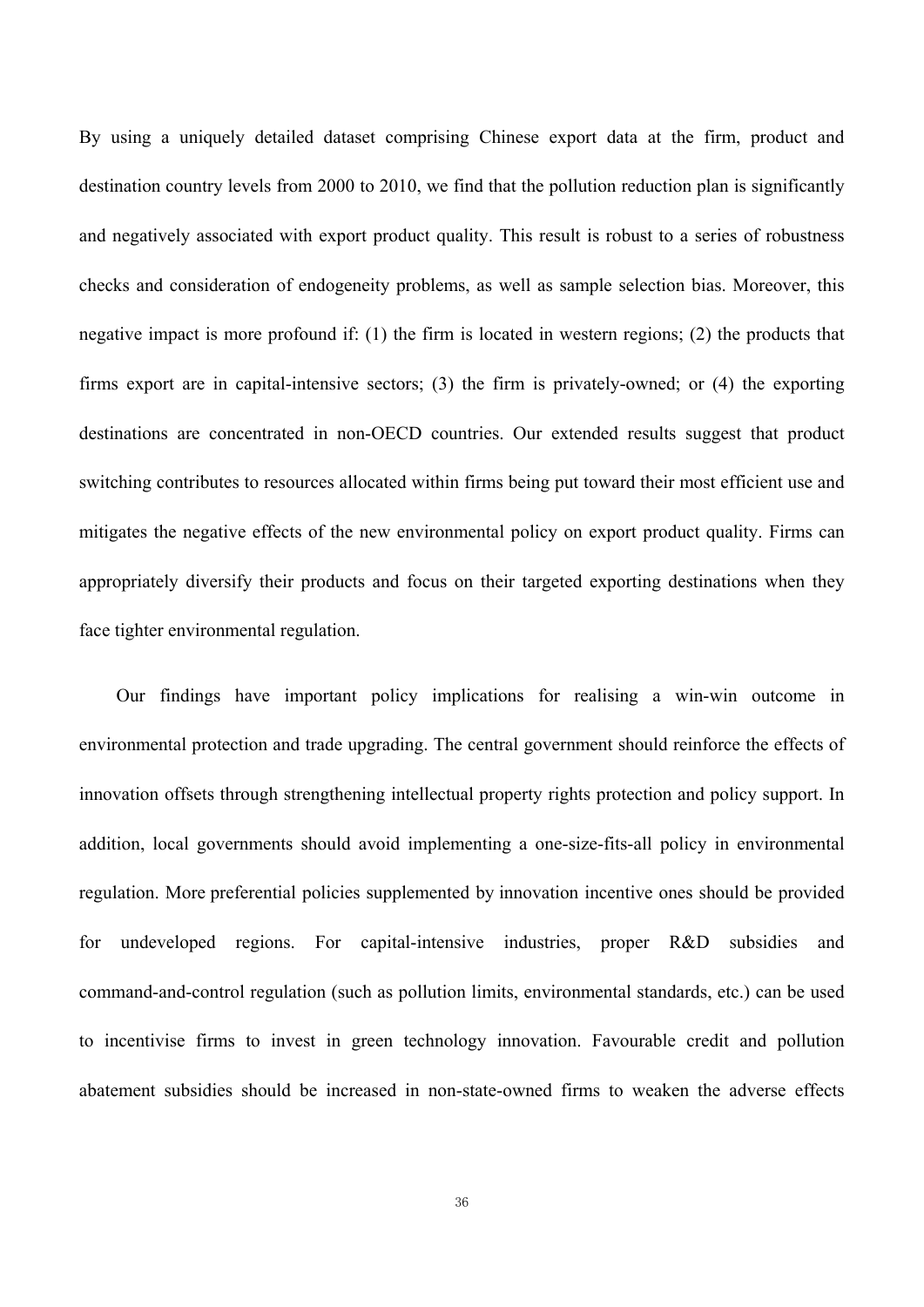By using a uniquely detailed dataset comprising Chinese export data at the firm, product and destination country levels from 2000 to 2010, we find that the pollution reduction plan is significantly and negatively associated with export product quality. This result is robust to a series of robustness checks and consideration of endogeneity problems, as well as sample selection bias. Moreover, this negative impact is more profound if: (1) the firm is located in western regions; (2) the products that firms export are in capital-intensive sectors; (3) the firm is privately-owned; or (4) the exporting destinations are concentrated in non-OECD countries. Our extended results suggest that product switching contributes to resources allocated within firms being put toward their most efficient use and mitigates the negative effects of the new environmental policy on export product quality. Firms can appropriately diversify their products and focus on their targeted exporting destinations when they face tighter environmental regulation.

Our findings have important policy implications for realising a win-win outcome in environmental protection and trade upgrading. The central government should reinforce the effects of innovation offsets through strengthening intellectual property rights protection and policy support. In addition, local governments should avoid implementing a one-size-fits-all policy in environmental regulation. More preferential policies supplemented by innovation incentive ones should be provided for undeveloped regions. For capital-intensive industries, proper R&D subsidies and command-and-control regulation (such as pollution limits, environmental standards, etc.) can be used to incentivise firms to invest in green technology innovation. Favourable credit and pollution abatement subsidies should be increased in non-state-owned firms to weaken the adverse effects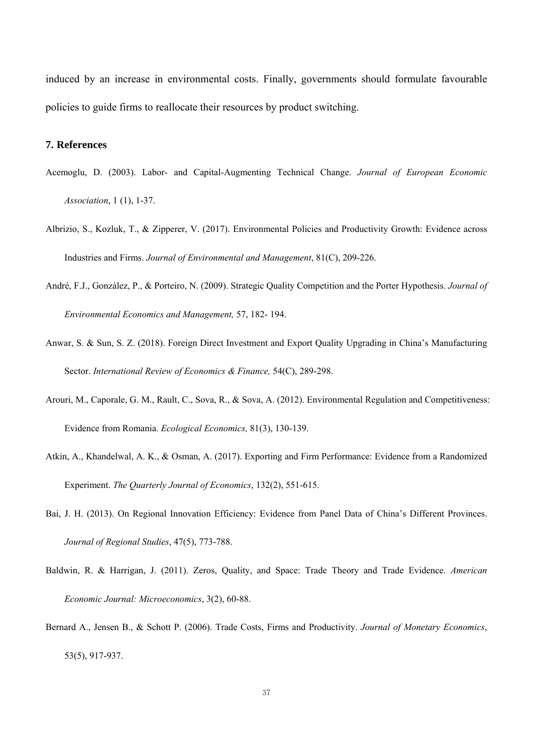induced by an increase in environmental costs. Finally, governments should formulate favourable policies to guide firms to reallocate their resources by product switching.

## 7. References

Acemoglu, D. (2003). Labor- and Capital-Augmenting Technical Change. *Journal of European Economic Association*, 1 (1), 1-37.

Albrizio, S., Kozluk, T., & Zipperer, V. (2017). Environmental Policies and Productivity Growth: Evidence across Industries and Firms. *Journal of Environmental and Management*, 81(C), 209-226.

André, F.J., González, P., & Porteiro, N. (2009). Strategic Quality Competition and the Porter Hypothesis. *Journal of Environmental Economics and Management,* 57, 182- 194.

Anwar, S. & Sun, S. Z. (2018). Foreign Direct Investment and Export Quality Upgrading in China's Manufacturing Sector. *International Review of Economics & Finance,* 54(C), 289-298.

Arouri, M., Caporale, G. M., Rault, C., Sova, R., & Sova, A. (2012). Environmental Regulation and Competitiveness: Evidence from Romania. *Ecological Economics,* 81(3), 130-139.

Atkin, A., Khandelwal, A. K., & Osman, A. (2017). Exporting and Firm Performance: Evidence from a Randomized Experiment. *The Quarterly Journal of Economics*, 132(2), 551-615.

Bai, J. H. (2013). On Regional Innovation Efficiency: Evidence from Panel Data of China's Different Provinces. *Journal of Regional Studies*, 47(5), 773-788.

Baldwin, R. & Harrigan, J. (2011). Zeros, Quality, and Space: Trade Theory and Trade Evidence. *American Economic Journal: Microeconomics*, 3(2), 60-88.

Bernard A., Jensen B., & Schott P. (2006). Trade Costs, Firms and Productivity. *Journal of Monetary Economics*, 53(5), 917-937.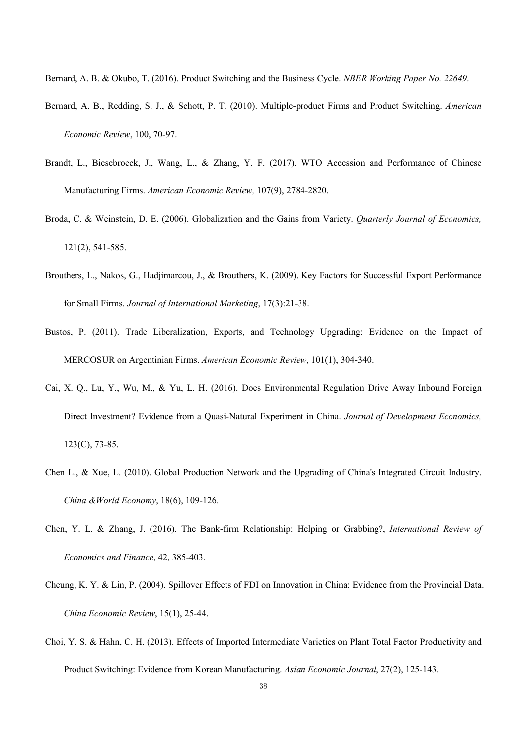Bernard, A. B. & Okubo, T. (2016). Product Switching and the Business Cycle. *NBER Working Paper No. 22649*.

Bernard, A. B., Redding, S. J., & Schott, P. T. (2010). Multiple-product Firms and Product Switching. *American Economic Review*, 100, 70-97.

Brandt, L., Biesebroeck, J., Wang, L., & Zhang, Y. F. (2017). WTO Accession and Performance of Chinese Manufacturing Firms. *American Economic Review,* 107(9), 2784-2820.

Broda, C. & Weinstein, D. E. (2006). Globalization and the Gains from Variety. *Quarterly Journal of Economics,* 121(2), 541-585.

Brouthers, L., Nakos, G., Hadjimarcou, J., & Brouthers, K. (2009). Key Factors for Successful Export Performance for Small Firms. *Journal of International Marketing*, 17(3):21-38.

Bustos, P. (2011). Trade Liberalization, Exports, and Technology Upgrading: Evidence on the Impact of MERCOSUR on Argentinian Firms. *American Economic Review*, 101(1), 304-340.

Cai, X. Q., Lu, Y., Wu, M., & Yu, L. H. (2016). Does Environmental Regulation Drive Away Inbound Foreign Direct Investment? Evidence from a Quasi-Natural Experiment in China. *Journal of Development Economics,* 123(C), 73-85.

Chen L., & Xue, L. (2010). Global Production Network and the Upgrading of China's Integrated Circuit Industry. *China &World Economy*, 18(6), 109-126.

Chen, Y. L. & Zhang, J. (2016). The Bank-firm Relationship: Helping or Grabbing?, *International Review of Economics and Finance*, 42, 385-403.

Cheung, K. Y. & Lin, P. (2004). Spillover Effects of FDI on Innovation in China: Evidence from the Provincial Data. *China Economic Review*, 15(1), 25-44.

Choi, Y. S. & Hahn, C. H. (2013). Effects of Imported Intermediate Varieties on Plant Total Factor Productivity and Product Switching: Evidence from Korean Manufacturing. *Asian Economic Journal*, 27(2), 125-143.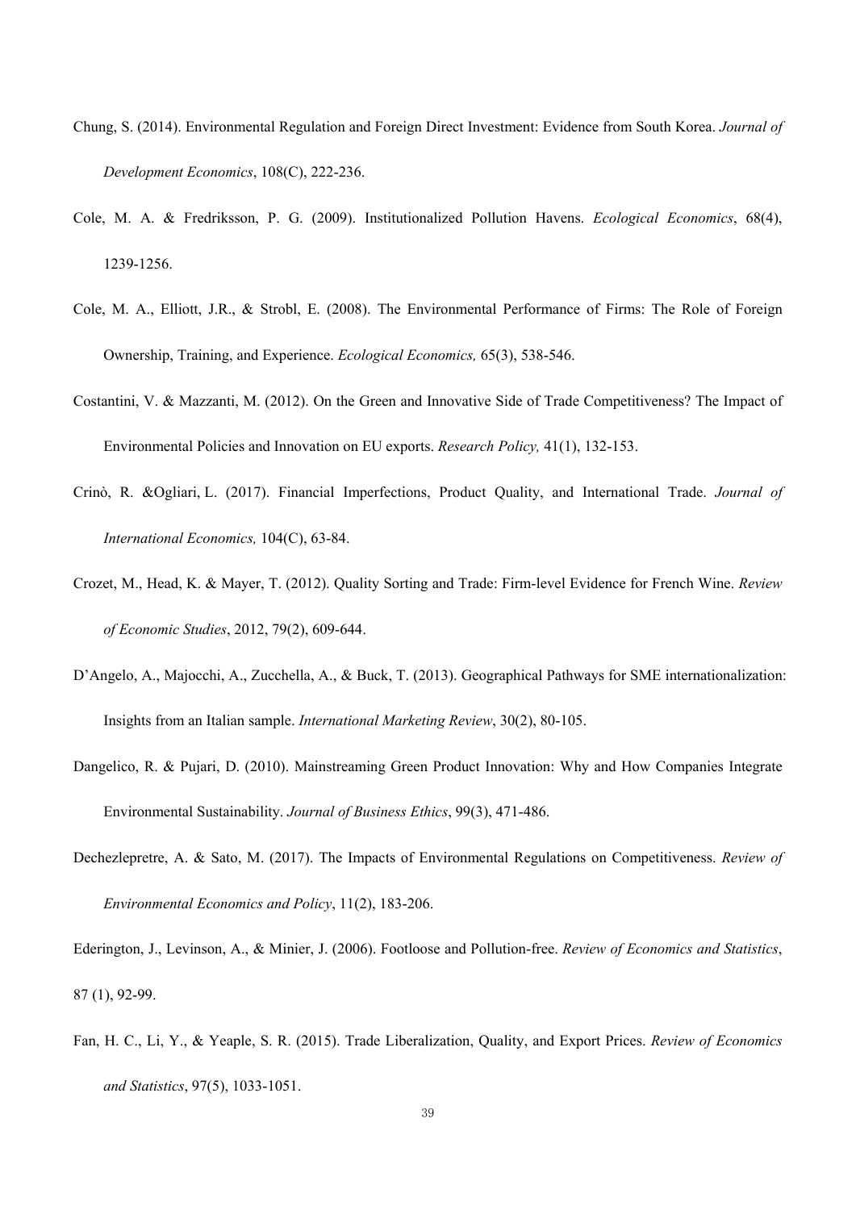Chung, S. (2014). Environmental Regulation and Foreign Direct Investment: Evidence from South Korea. *Journal of Development Economics*, 108(C), 222-236.

Cole, M. A. & Fredriksson, P. G. (2009). Institutionalized Pollution Havens. *Ecological Economics*, 68(4), 1239-1256.

Cole, M. A., Elliott, J.R., & Strobl, E. (2008). The Environmental Performance of Firms: The Role of Foreign Ownership, Training, and Experience. *Ecological Economics,* 65(3), 538-546.

Costantini, V. & Mazzanti, M. (2012). On the Green and Innovative Side of Trade Competitiveness? The Impact of Environmental Policies and Innovation on EU exports. *Research Policy,* 41(1), 132-153.

Crinò, R. &Ogliari, L. (2017). Financial Imperfections, Product Quality, and International Trade. *Journal of International Economics,* 104(C), 63-84.

Crozet, M., Head, K. & Mayer, T. (2012). Quality Sorting and Trade: Firm-level Evidence for French Wine. *Review of Economic Studies*, 2012, 79(2), 609-644.

D'Angelo, A., Majocchi, A., Zucchella, A., & Buck, T. (2013). Geographical Pathways for SME internationalization: Insights from an Italian sample. *International Marketing Review*, 30(2), 80-105.

Dangelico, R. & Pujari, D. (2010). Mainstreaming Green Product Innovation: Why and How Companies Integrate Environmental Sustainability. *Journal of Business Ethics*, 99(3), 471-486.

Dechezlepretre, A. & Sato, M. (2017). The Impacts of Environmental Regulations on Competitiveness. *Review of Environmental Economics and Policy*, 11(2), 183-206.

Ederington, J., Levinson, A., & Minier, J. (2006). Footloose and Pollution-free. *Review of Economics and Statistics*, 87 (1), 92-99.

Fan, H. C., Li, Y., & Yeaple, S. R. (2015). Trade Liberalization, Quality, and Export Prices. *Review of Economics and Statistics*, 97(5), 1033-1051.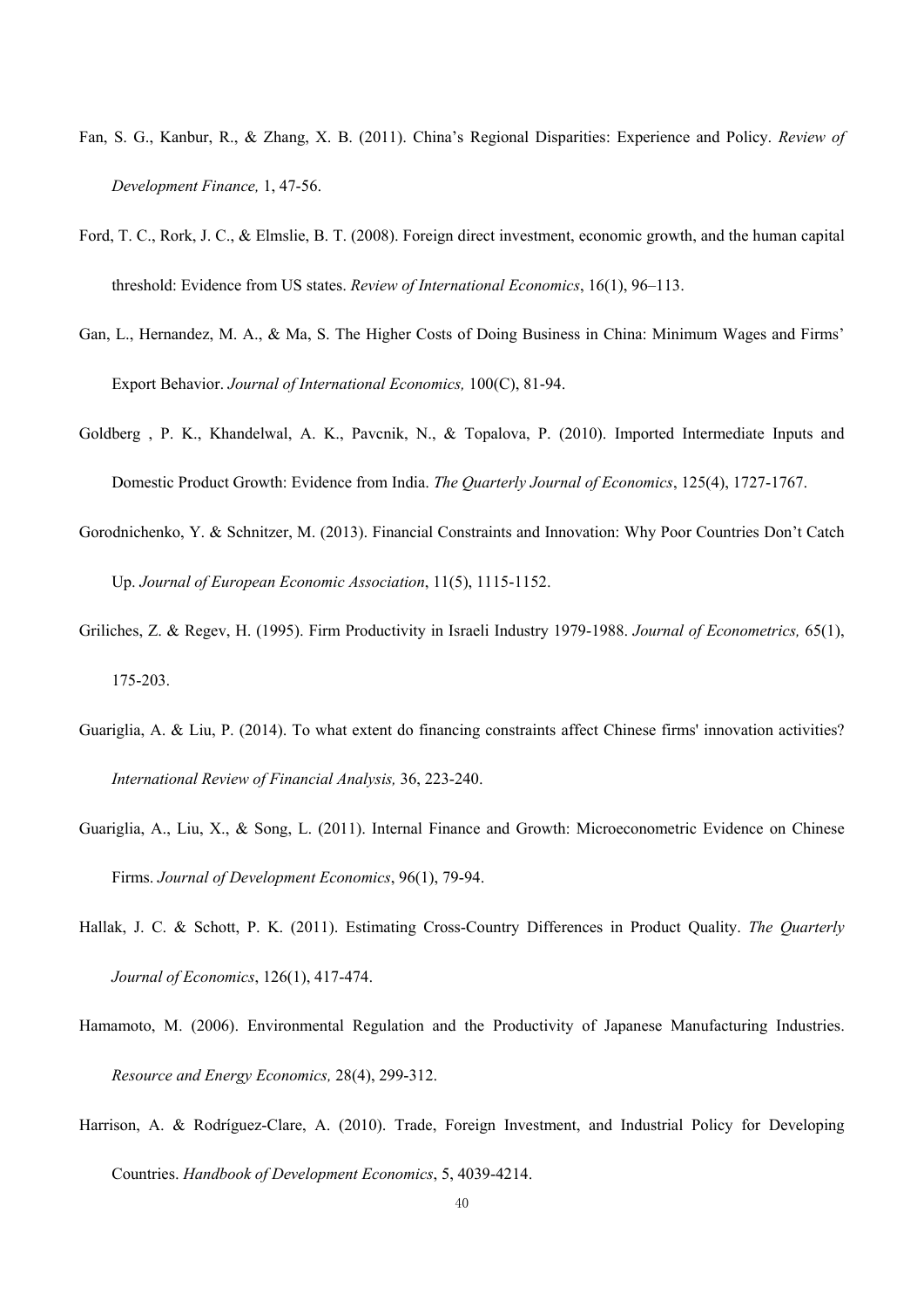Fan, S. G., Kanbur, R., & Zhang, X. B. (2011). China's Regional Disparities: Experience and Policy. *Review of Development Finance,* 1, 47-56.

Ford, T. C., Rork, J. C., & Elmslie, B. T. (2008). Foreign direct investment, economic growth, and the human capital threshold: Evidence from US states. *Review of International Economics*, 16(1), 96–113.

Gan, L., Hernandez, M. A., & Ma, S. The Higher Costs of Doing Business in China: Minimum Wages and Firms' Export Behavior. *Journal of International Economics,* 100(C), 81-94.

Goldberg , P. K., Khandelwal, A. K., Pavcnik, N., & Topalova, P. (2010). Imported Intermediate Inputs and Domestic Product Growth: Evidence from India. *The Quarterly Journal of Economics*, 125(4), 1727-1767.

Gorodnichenko, Y. & Schnitzer, M. (2013). Financial Constraints and Innovation: Why Poor Countries Don't Catch Up. *Journal of European Economic Association*, 11(5), 1115-1152.

Griliches, Z. & Regev, H. (1995). Firm Productivity in Israeli Industry 1979-1988. *Journal of Econometrics,* 65(1), 175-203.

Guariglia, A. & Liu, P. (2014). To what extent do financing constraints affect Chinese firms' innovation activities? *International Review of Financial Analysis,* 36, 223-240.

Guariglia, A., Liu, X., & Song, L. (2011). Internal Finance and Growth: Microeconometric Evidence on Chinese Firms. *Journal of Development Economics*, 96(1), 79-94.

Hallak, J. C. & Schott, P. K. (2011). Estimating Cross-Country Differences in Product Quality. *The Quarterly Journal of Economics*, 126(1), 417-474.

Hamamoto, M. (2006). Environmental Regulation and the Productivity of Japanese Manufacturing Industries. *Resource and Energy Economics,* 28(4), 299-312.

Harrison, A. & Rodríguez-Clare, A. (2010). Trade, Foreign Investment, and Industrial Policy for Developing Countries. *Handbook of Development Economics*, 5, 4039-4214.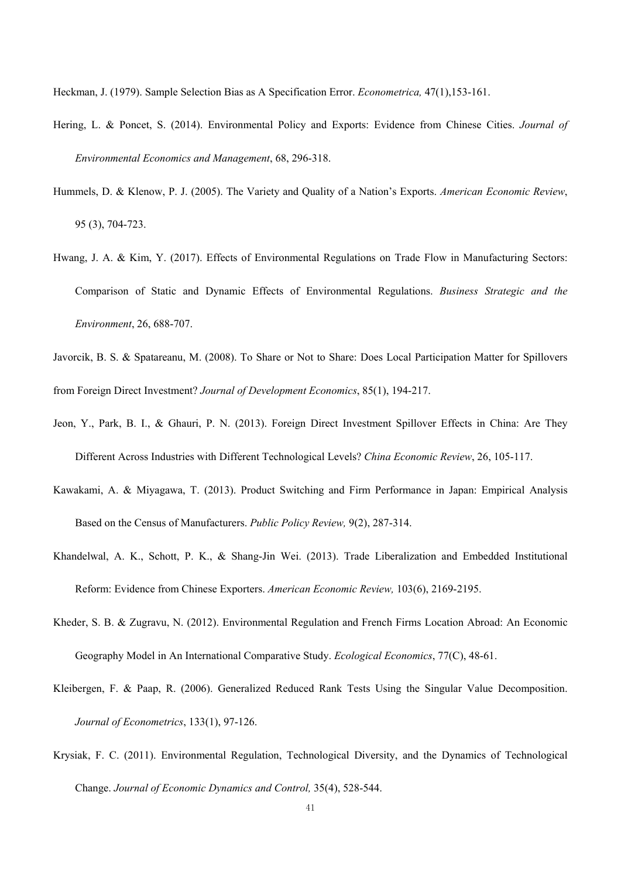Heckman, J. (1979). Sample Selection Bias as A Specification Error. *Econometrica,* 47(1),153-161.

Hering, L. & Poncet, S. (2014). Environmental Policy and Exports: Evidence from Chinese Cities. *Journal of Environmental Economics and Management*, 68, 296-318.

Hummels, D. & Klenow, P. J. (2005). The Variety and Quality of a Nation's Exports. *American Economic Review*, 95 (3), 704-723.

Hwang, J. A. & Kim, Y. (2017). Effects of Environmental Regulations on Trade Flow in Manufacturing Sectors: Comparison of Static and Dynamic Effects of Environmental Regulations. *Business Strategic and the Environment*, 26, 688-707.

Javorcik, B. S. & Spatareanu, M. (2008). To Share or Not to Share: Does Local Participation Matter for Spillovers from Foreign Direct Investment? *Journal of Development Economics*, 85(1), 194-217.

Jeon, Y., Park, B. I., & Ghauri, P. N. (2013). Foreign Direct Investment Spillover Effects in China: Are They Different Across Industries with Different Technological Levels? *China Economic Review*, 26, 105-117.

Kawakami, A. & Miyagawa, T. (2013). Product Switching and Firm Performance in Japan: Empirical Analysis Based on the Census of Manufacturers. *Public Policy Review,* 9(2), 287-314.

Khandelwal, A. K., Schott, P. K., & Shang-Jin Wei. (2013). Trade Liberalization and Embedded Institutional Reform: Evidence from Chinese Exporters. *American Economic Review,* 103(6), 2169-2195.

Kheder, S. B. & Zugravu, N. (2012). Environmental Regulation and French Firms Location Abroad: An Economic Geography Model in An International Comparative Study. *Ecological Economics*, 77(C), 48-61.

Kleibergen, F. & Paap, R. (2006). Generalized Reduced Rank Tests Using the Singular Value Decomposition. *Journal of Econometrics*, 133(1), 97-126.

Krysiak, F. C. (2011). Environmental Regulation, Technological Diversity, and the Dynamics of Technological Change. *Journal of Economic Dynamics and Control,* 35(4), 528-544.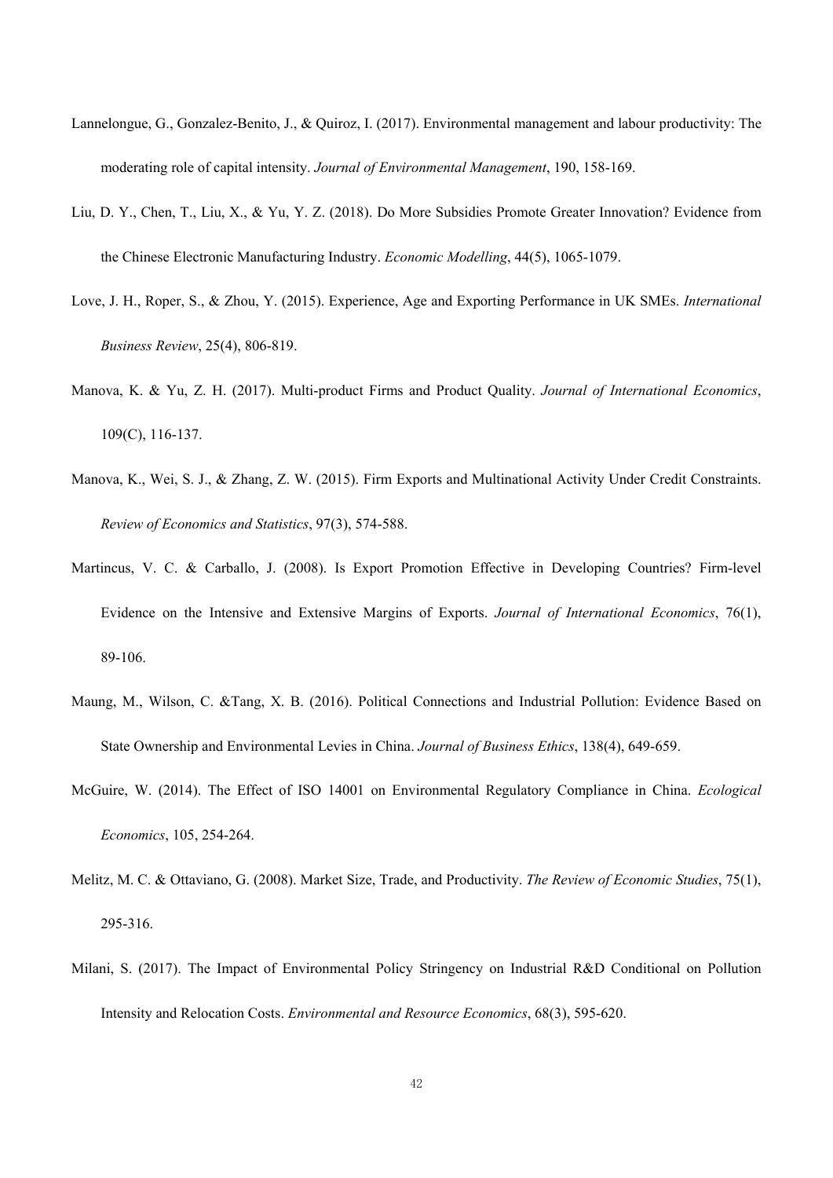Lannelongue, G., Gonzalez-Benito, J., & Quiroz, I. (2017). Environmental management and labour productivity: The moderating role of capital intensity. *Journal of Environmental Management*, 190, 158-169.

Liu, D. Y., Chen, T., Liu, X., & Yu, Y. Z. (2018). Do More Subsidies Promote Greater Innovation? Evidence from the Chinese Electronic Manufacturing Industry. *Economic Modelling*, 44(5), 1065-1079.

Love, J. H., Roper, S., & Zhou, Y. (2015). Experience, Age and Exporting Performance in UK SMEs. *International Business Review*, 25(4), 806-819.

Manova, K. & Yu, Z. H. (2017). Multi-product Firms and Product Quality. *Journal of International Economics*, 109(C), 116-137.

Manova, K., Wei, S. J., & Zhang, Z. W. (2015). Firm Exports and Multinational Activity Under Credit Constraints. *Review of Economics and Statistics*, 97(3), 574-588.

Martincus, V. C. & Carballo, J. (2008). Is Export Promotion Effective in Developing Countries? Firm-level Evidence on the Intensive and Extensive Margins of Exports. *Journal of International Economics*, 76(1), 89-106.

Maung, M., Wilson, C. &Tang, X. B. (2016). Political Connections and Industrial Pollution: Evidence Based on State Ownership and Environmental Levies in China. *Journal of Business Ethics*, 138(4), 649-659.

McGuire, W. (2014). The Effect of ISO 14001 on Environmental Regulatory Compliance in China. *Ecological Economics*, 105, 254-264.

Melitz, M. C. & Ottaviano, G. (2008). Market Size, Trade, and Productivity. *The Review of Economic Studies*, 75(1), 295-316.

Milani, S. (2017). The Impact of Environmental Policy Stringency on Industrial R&D Conditional on Pollution Intensity and Relocation Costs. *Environmental and Resource Economics*, 68(3), 595-620.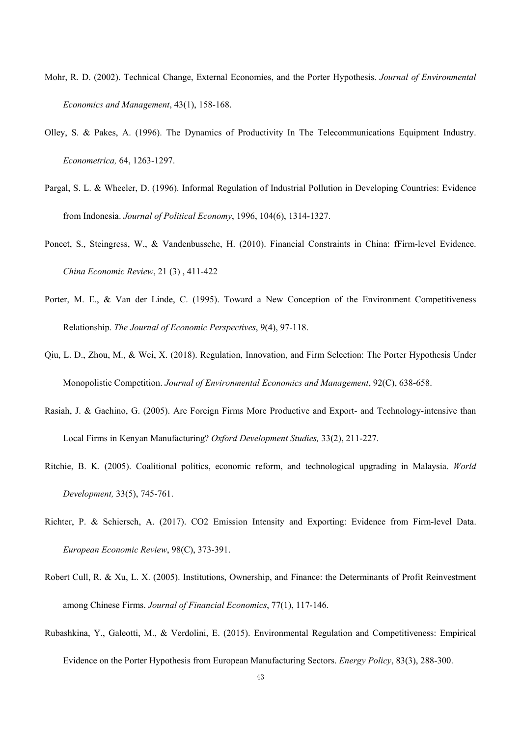Mohr, R. D. (2002). Technical Change, External Economies, and the Porter Hypothesis. *Journal of Environmental Economics and Management*, 43(1), 158-168.

Olley, S. & Pakes, A. (1996). The Dynamics of Productivity In The Telecommunications Equipment Industry. *Econometrica,* 64, 1263-1297.

Pargal, S. L. & Wheeler, D. (1996). Informal Regulation of Industrial Pollution in Developing Countries: Evidence from Indonesia. *Journal of Political Economy*, 1996, 104(6), 1314-1327.

Poncet, S., Steingress, W., & Vandenbussche, H. (2010). Financial Constraints in China: fFirm-level Evidence. *China Economic Review*, 21 (3) , 411-422

Porter, M. E., & Van der Linde, C. (1995). Toward a New Conception of the Environment Competitiveness Relationship. *The Journal of Economic Perspectives*, 9(4), 97-118.

Qiu, L. D., Zhou, M., & Wei, X. (2018). Regulation, Innovation, and Firm Selection: The Porter Hypothesis Under Monopolistic Competition. *Journal of Environmental Economics and Management*, 92(C), 638-658.

Rasiah, J. & Gachino, G. (2005). Are Foreign Firms More Productive and Export- and Technology-intensive than Local Firms in Kenyan Manufacturing? *Oxford Development Studies,* 33(2), 211-227.

Ritchie, B. K. (2005). Coalitional politics, economic reform, and technological upgrading in Malaysia. *World Development,* 33(5), 745-761.

Richter, P. & Schiersch, A. (2017). CO2 Emission Intensity and Exporting: Evidence from Firm-level Data. *European Economic Review*, 98(C), 373-391.

Robert Cull, R. & Xu, L. X. (2005). Institutions, Ownership, and Finance: the Determinants of Profit Reinvestment among Chinese Firms. *Journal of Financial Economics*, 77(1), 117-146.

Rubashkina, Y., Galeotti, M., & Verdolini, E. (2015). Environmental Regulation and Competitiveness: Empirical Evidence on the Porter Hypothesis from European Manufacturing Sectors. *Energy Policy*, 83(3), 288-300.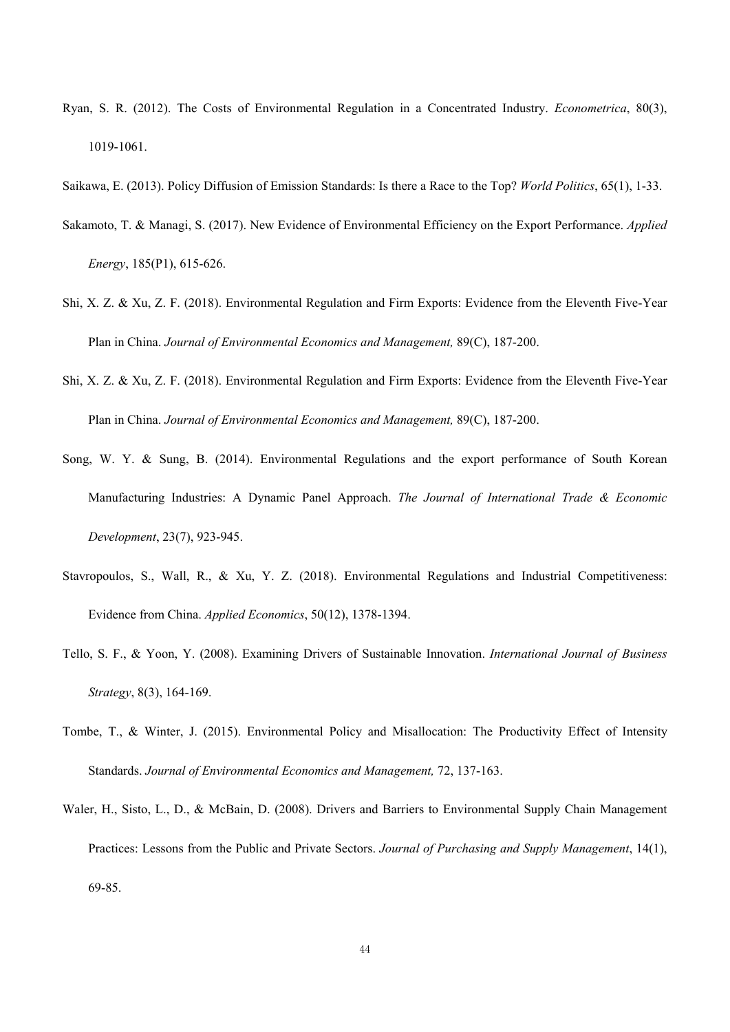Ryan, S. R. (2012). The Costs of Environmental Regulation in a Concentrated Industry. *Econometrica*, 80(3), 1019-1061.

Saikawa, E. (2013). Policy Diffusion of Emission Standards: Is there a Race to the Top? *World Politics*, 65(1), 1-33.

Sakamoto, T. & Managi, S. (2017). New Evidence of Environmental Efficiency on the Export Performance. *Applied Energy*, 185(P1), 615-626.

Shi, X. Z. & Xu, Z. F. (2018). Environmental Regulation and Firm Exports: Evidence from the Eleventh Five-Year Plan in China. *Journal of Environmental Economics and Management,* 89(C), 187-200.

Shi, X. Z. & Xu, Z. F. (2018). Environmental Regulation and Firm Exports: Evidence from the Eleventh Five-Year Plan in China. *Journal of Environmental Economics and Management,* 89(C), 187-200.

Song, W. Y. & Sung, B. (2014). Environmental Regulations and the export performance of South Korean Manufacturing Industries: A Dynamic Panel Approach. *The Journal of International Trade & Economic Development*, 23(7), 923-945.

Stavropoulos, S., Wall, R., & Xu, Y. Z. (2018). Environmental Regulations and Industrial Competitiveness: Evidence from China. *Applied Economics*, 50(12), 1378-1394.

Tello, S. F., & Yoon, Y. (2008). Examining Drivers of Sustainable Innovation. *International Journal of Business Strategy*, 8(3), 164-169.

Tombe, T., & Winter, J. (2015). Environmental Policy and Misallocation: The Productivity Effect of Intensity Standards. *Journal of Environmental Economics and Management,* 72, 137-163.

Waler, H., Sisto, L., D., & McBain, D. (2008). Drivers and Barriers to Environmental Supply Chain Management Practices: Lessons from the Public and Private Sectors. *Journal of Purchasing and Supply Management*, 14(1), 69-85.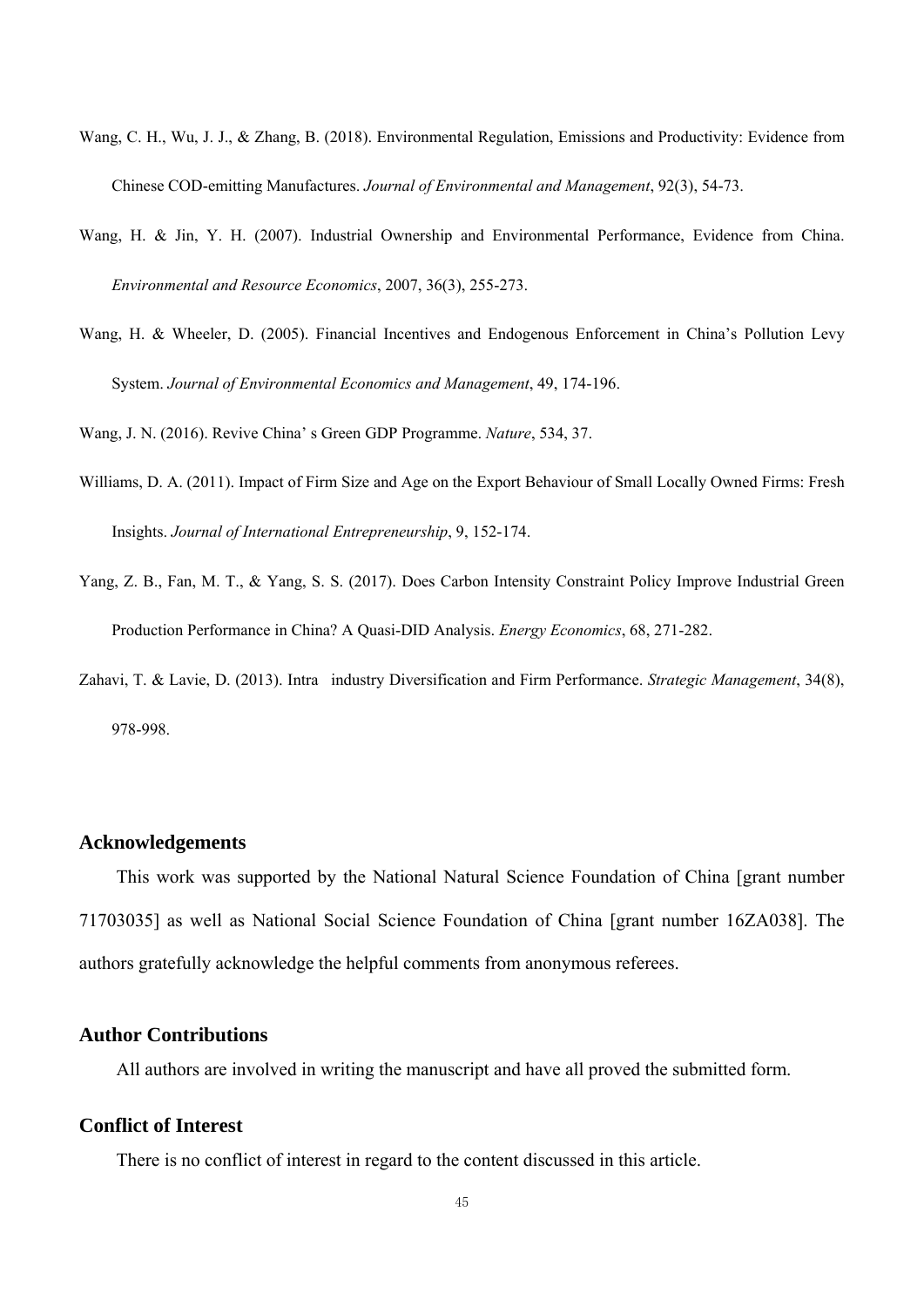Wang, C. H., Wu, J. J., & Zhang, B. (2018). Environmental Regulation, Emissions and Productivity: Evidence from Chinese COD-emitting Manufactures. *Journal of Environmental and Management*, 92(3), 54-73.

Wang, H. & Jin, Y. H. (2007). Industrial Ownership and Environmental Performance, Evidence from China. *Environmental and Resource Economics*, 2007, 36(3), 255-273.

Wang, H. & Wheeler, D. (2005). Financial Incentives and Endogenous Enforcement in China's Pollution Levy System. *Journal of Environmental Economics and Management*, 49, 174-196.

Wang, J. N. (2016). Revive China' s Green GDP Programme. *Nature*, 534, 37.

Williams, D. A. (2011). Impact of Firm Size and Age on the Export Behaviour of Small Locally Owned Firms: Fresh Insights. *Journal of International Entrepreneurship*, 9, 152-174.

Yang, Z. B., Fan, M. T., & Yang, S. S. (2017). Does Carbon Intensity Constraint Policy Improve Industrial Green Production Performance in China? A Quasi-DID Analysis. *Energy Economics*, 68, 271-282.

Zahavi, T. & Lavie, D. (2013). Intra industry Diversification and Firm Performance. *Strategic Management*, 34(8), 978-998.

## Acknowledgements

This work was supported by the National Natural Science Foundation of China [grant number 71703035] as well as National Social Science Foundation of China [grant number 16ZA038]. The authors gratefully acknowledge the helpful comments from anonymous referees.

## Author Contributions

All authors are involved in writing the manuscript and have all proved the submitted form.

## Conflict of Interest

There is no conflict of interest in regard to the content discussed in this article.